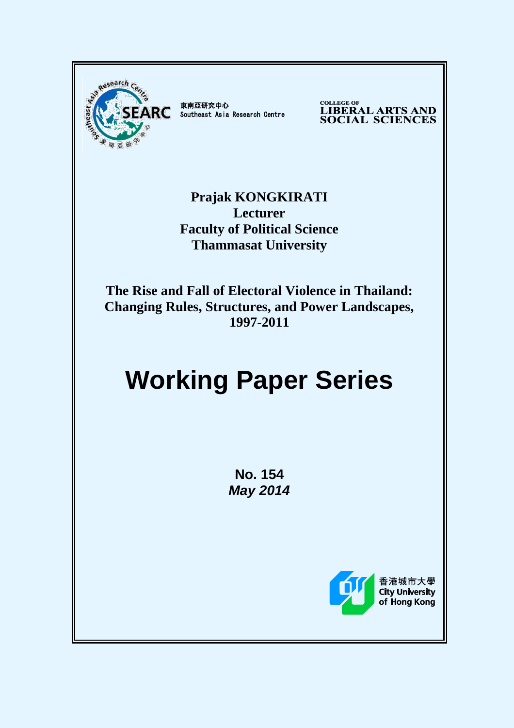東南亞研究中心
Southeast Asia Research Centre

COLLEGE OF
LIBERAL ARTS AND
SOCIAL SCIENCES

**Prajak KONGKIRATI**
**Lecturer**
**Faculty of Political Science**
**Thammasat University**

# The Rise and Fall of Electoral Violence in Thailand: Changing Rules, Structures, and Power Landscapes, 1997-2011

# Working Paper Series

**No. 154**
***May 2014***

香港城市大學
City University of Hong Kong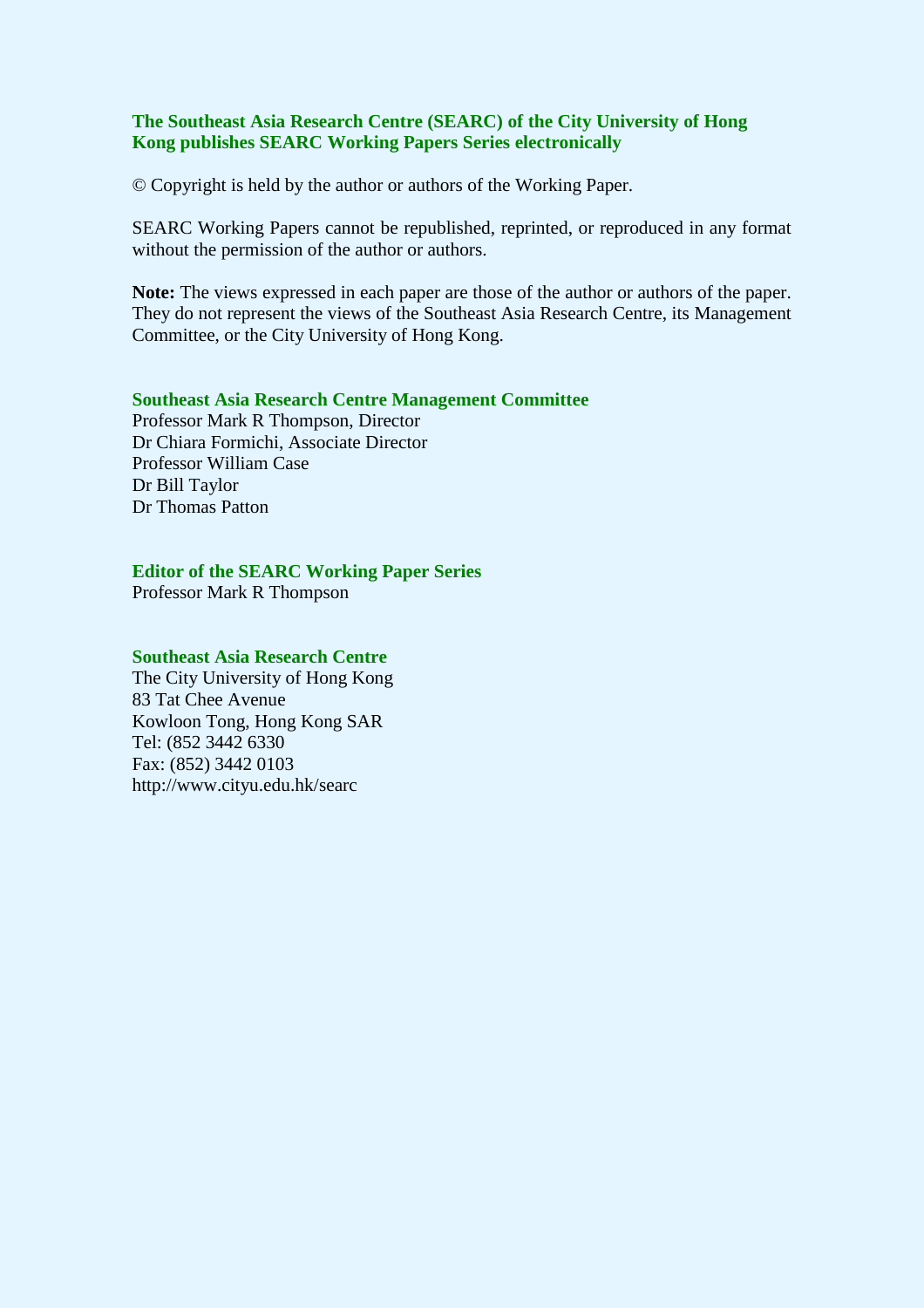**The Southeast Asia Research Centre (SEARC) of the City University of Hong Kong publishes SEARC Working Papers Series electronically**

© Copyright is held by the author or authors of the Working Paper.

SEARC Working Papers cannot be republished, reprinted, or reproduced in any format without the permission of the author or authors.

**Note:** The views expressed in each paper are those of the author or authors of the paper. They do not represent the views of the Southeast Asia Research Centre, its Management Committee, or the City University of Hong Kong.

**Southeast Asia Research Centre Management Committee**
Professor Mark R Thompson, Director
Dr Chiara Formichi, Associate Director
Professor William Case
Dr Bill Taylor
Dr Thomas Patton

**Editor of the SEARC Working Paper Series**
Professor Mark R Thompson

**Southeast Asia Research Centre**
The City University of Hong Kong
83 Tat Chee Avenue
Kowloon Tong, Hong Kong SAR
Tel: (852 3442 6330
Fax: (852) 3442 0103
http://www.cityu.edu.hk/searc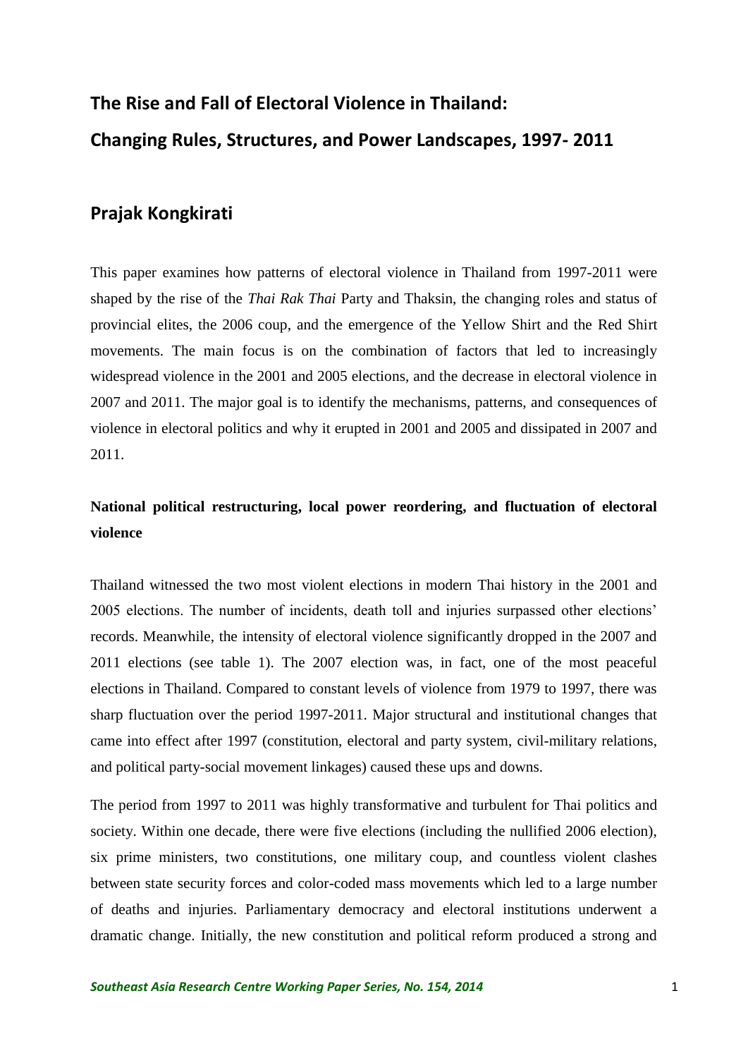# The Rise and Fall of Electoral Violence in Thailand:

# Changing Rules, Structures, and Power Landscapes, 1997- 2011

## Prajak Kongkirati

This paper examines how patterns of electoral violence in Thailand from 1997-2011 were shaped by the rise of the *Thai Rak Thai* Party and Thaksin, the changing roles and status of provincial elites, the 2006 coup, and the emergence of the Yellow Shirt and the Red Shirt movements. The main focus is on the combination of factors that led to increasingly widespread violence in the 2001 and 2005 elections, and the decrease in electoral violence in 2007 and 2011. The major goal is to identify the mechanisms, patterns, and consequences of violence in electoral politics and why it erupted in 2001 and 2005 and dissipated in 2007 and 2011.

**National political restructuring, local power reordering, and fluctuation of electoral violence**

Thailand witnessed the two most violent elections in modern Thai history in the 2001 and 2005 elections. The number of incidents, death toll and injuries surpassed other elections' records. Meanwhile, the intensity of electoral violence significantly dropped in the 2007 and 2011 elections (see table 1). The 2007 election was, in fact, one of the most peaceful elections in Thailand. Compared to constant levels of violence from 1979 to 1997, there was sharp fluctuation over the period 1997-2011. Major structural and institutional changes that came into effect after 1997 (constitution, electoral and party system, civil-military relations, and political party-social movement linkages) caused these ups and downs.

The period from 1997 to 2011 was highly transformative and turbulent for Thai politics and society. Within one decade, there were five elections (including the nullified 2006 election), six prime ministers, two constitutions, one military coup, and countless violent clashes between state security forces and color-coded mass movements which led to a large number of deaths and injuries. Parliamentary democracy and electoral institutions underwent a dramatic change. Initially, the new constitution and political reform produced a strong and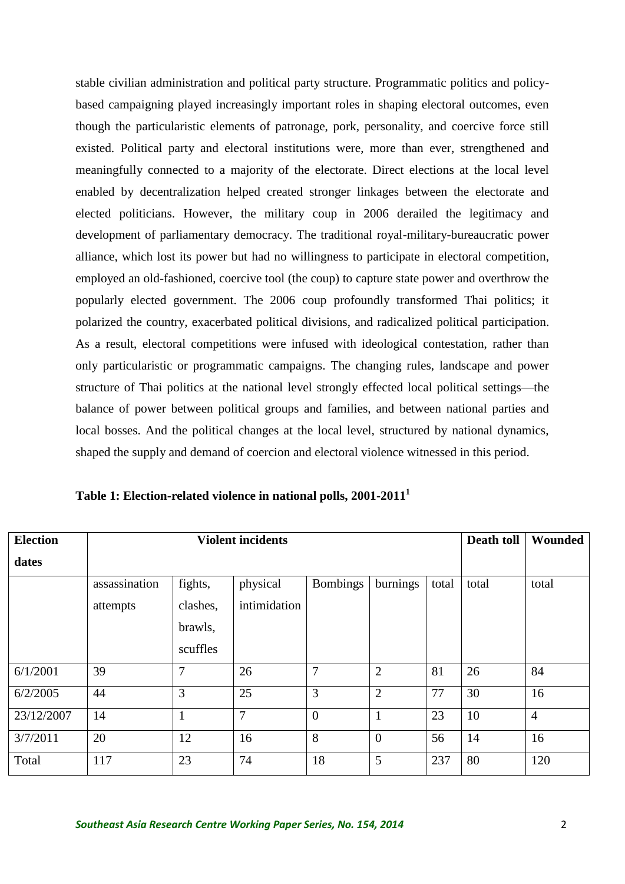stable civilian administration and political party structure. Programmatic politics and policy-based campaigning played increasingly important roles in shaping electoral outcomes, even though the particularistic elements of patronage, pork, personality, and coercive force still existed. Political party and electoral institutions were, more than ever, strengthened and meaningfully connected to a majority of the electorate. Direct elections at the local level enabled by decentralization helped created stronger linkages between the electorate and elected politicians. However, the military coup in 2006 derailed the legitimacy and development of parliamentary democracy. The traditional royal-military-bureaucratic power alliance, which lost its power but had no willingness to participate in electoral competition, employed an old-fashioned, coercive tool (the coup) to capture state power and overthrow the popularly elected government. The 2006 coup profoundly transformed Thai politics; it polarized the country, exacerbated political divisions, and radicalized political participation. As a result, electoral competitions were infused with ideological contestation, rather than only particularistic or programmatic campaigns. The changing rules, landscape and power structure of Thai politics at the national level strongly effected local political settings—the balance of power between political groups and families, and between national parties and local bosses. And the political changes at the local level, structured by national dynamics, shaped the supply and demand of coercion and electoral violence witnessed in this period.

**Table 1: Election-related violence in national polls, 2001-2011[1]**

| Election dates | Violent incidents | | | | | | Death toll | Wounded |
|---|---|---|---|---|---|---|---|---|
| | assassination attempts | fights, clashes, brawls, scuffles | physical intimidation | Bombings | burnings | total | total | total |
| 6/1/2001 | 39 | 7 | 26 | 7 | 2 | 81 | 26 | 84 |
| 6/2/2005 | 44 | 3 | 25 | 3 | 2 | 77 | 30 | 16 |
| 23/12/2007 | 14 | 1 | 7 | 0 | 1 | 23 | 10 | 4 |
| 3/7/2011 | 20 | 12 | 16 | 8 | 0 | 56 | 14 | 16 |
| Total | 117 | 23 | 74 | 18 | 5 | 237 | 80 | 120 |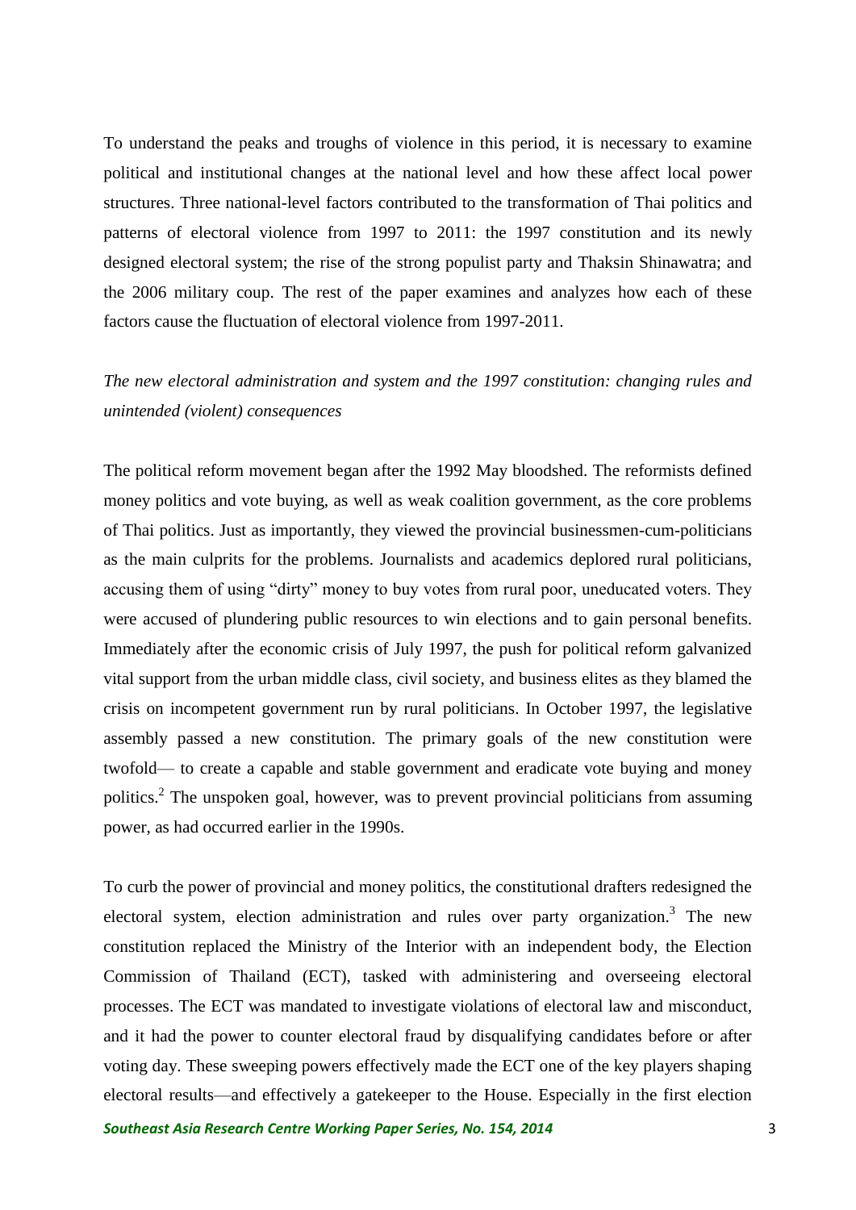To understand the peaks and troughs of violence in this period, it is necessary to examine political and institutional changes at the national level and how these affect local power structures. Three national-level factors contributed to the transformation of Thai politics and patterns of electoral violence from 1997 to 2011: the 1997 constitution and its newly designed electoral system; the rise of the strong populist party and Thaksin Shinawatra; and the 2006 military coup. The rest of the paper examines and analyzes how each of these factors cause the fluctuation of electoral violence from 1997-2011.

*The new electoral administration and system and the 1997 constitution: changing rules and unintended (violent) consequences*

The political reform movement began after the 1992 May bloodshed. The reformists defined money politics and vote buying, as well as weak coalition government, as the core problems of Thai politics. Just as importantly, they viewed the provincial businessmen-cum-politicians as the main culprits for the problems. Journalists and academics deplored rural politicians, accusing them of using "dirty" money to buy votes from rural poor, uneducated voters. They were accused of plundering public resources to win elections and to gain personal benefits. Immediately after the economic crisis of July 1997, the push for political reform galvanized vital support from the urban middle class, civil society, and business elites as they blamed the crisis on incompetent government run by rural politicians. In October 1997, the legislative assembly passed a new constitution. The primary goals of the new constitution were twofold— to create a capable and stable government and eradicate vote buying and money politics.[2] The unspoken goal, however, was to prevent provincial politicians from assuming power, as had occurred earlier in the 1990s.

To curb the power of provincial and money politics, the constitutional drafters redesigned the electoral system, election administration and rules over party organization.[3] The new constitution replaced the Ministry of the Interior with an independent body, the Election Commission of Thailand (ECT), tasked with administering and overseeing electoral processes. The ECT was mandated to investigate violations of electoral law and misconduct, and it had the power to counter electoral fraud by disqualifying candidates before or after voting day. These sweeping powers effectively made the ECT one of the key players shaping electoral results—and effectively a gatekeeper to the House. Especially in the first election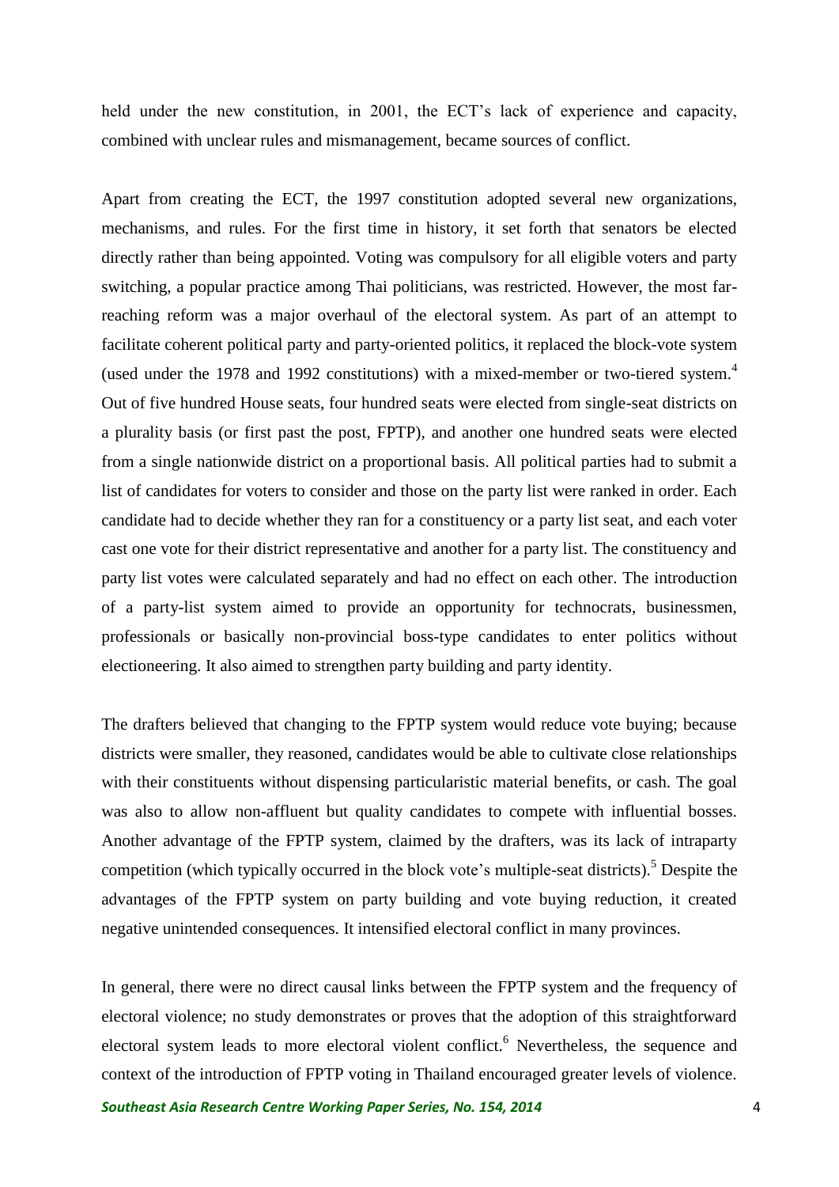held under the new constitution, in 2001, the ECT's lack of experience and capacity, combined with unclear rules and mismanagement, became sources of conflict.

Apart from creating the ECT, the 1997 constitution adopted several new organizations, mechanisms, and rules. For the first time in history, it set forth that senators be elected directly rather than being appointed. Voting was compulsory for all eligible voters and party switching, a popular practice among Thai politicians, was restricted. However, the most far-reaching reform was a major overhaul of the electoral system. As part of an attempt to facilitate coherent political party and party-oriented politics, it replaced the block-vote system (used under the 1978 and 1992 constitutions) with a mixed-member or two-tiered system.[4] Out of five hundred House seats, four hundred seats were elected from single-seat districts on a plurality basis (or first past the post, FPTP), and another one hundred seats were elected from a single nationwide district on a proportional basis. All political parties had to submit a list of candidates for voters to consider and those on the party list were ranked in order. Each candidate had to decide whether they ran for a constituency or a party list seat, and each voter cast one vote for their district representative and another for a party list. The constituency and party list votes were calculated separately and had no effect on each other. The introduction of a party-list system aimed to provide an opportunity for technocrats, businessmen, professionals or basically non-provincial boss-type candidates to enter politics without electioneering. It also aimed to strengthen party building and party identity.

The drafters believed that changing to the FPTP system would reduce vote buying; because districts were smaller, they reasoned, candidates would be able to cultivate close relationships with their constituents without dispensing particularistic material benefits, or cash. The goal was also to allow non-affluent but quality candidates to compete with influential bosses. Another advantage of the FPTP system, claimed by the drafters, was its lack of intraparty competition (which typically occurred in the block vote's multiple-seat districts).[5] Despite the advantages of the FPTP system on party building and vote buying reduction, it created negative unintended consequences. It intensified electoral conflict in many provinces.

In general, there were no direct causal links between the FPTP system and the frequency of electoral violence; no study demonstrates or proves that the adoption of this straightforward electoral system leads to more electoral violent conflict.[6] Nevertheless, the sequence and context of the introduction of FPTP voting in Thailand encouraged greater levels of violence.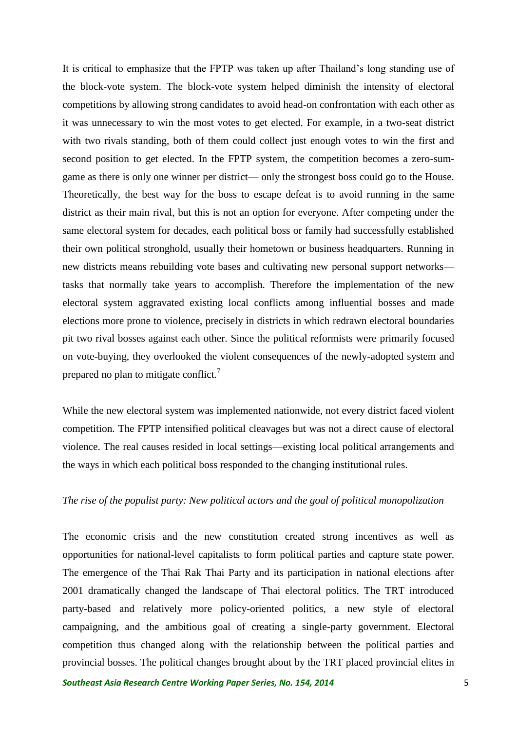It is critical to emphasize that the FPTP was taken up after Thailand's long standing use of the block-vote system. The block-vote system helped diminish the intensity of electoral competitions by allowing strong candidates to avoid head-on confrontation with each other as it was unnecessary to win the most votes to get elected. For example, in a two-seat district with two rivals standing, both of them could collect just enough votes to win the first and second position to get elected. In the FPTP system, the competition becomes a zero-sum-game as there is only one winner per district— only the strongest boss could go to the House. Theoretically, the best way for the boss to escape defeat is to avoid running in the same district as their main rival, but this is not an option for everyone. After competing under the same electoral system for decades, each political boss or family had successfully established their own political stronghold, usually their hometown or business headquarters. Running in new districts means rebuilding vote bases and cultivating new personal support networks— tasks that normally take years to accomplish. Therefore the implementation of the new electoral system aggravated existing local conflicts among influential bosses and made elections more prone to violence, precisely in districts in which redrawn electoral boundaries pit two rival bosses against each other. Since the political reformists were primarily focused on vote-buying, they overlooked the violent consequences of the newly-adopted system and prepared no plan to mitigate conflict.[7]

While the new electoral system was implemented nationwide, not every district faced violent competition. The FPTP intensified political cleavages but was not a direct cause of electoral violence. The real causes resided in local settings—existing local political arrangements and the ways in which each political boss responded to the changing institutional rules.

*The rise of the populist party: New political actors and the goal of political monopolization*

The economic crisis and the new constitution created strong incentives as well as opportunities for national-level capitalists to form political parties and capture state power. The emergence of the Thai Rak Thai Party and its participation in national elections after 2001 dramatically changed the landscape of Thai electoral politics. The TRT introduced party-based and relatively more policy-oriented politics, a new style of electoral campaigning, and the ambitious goal of creating a single-party government. Electoral competition thus changed along with the relationship between the political parties and provincial bosses. The political changes brought about by the TRT placed provincial elites in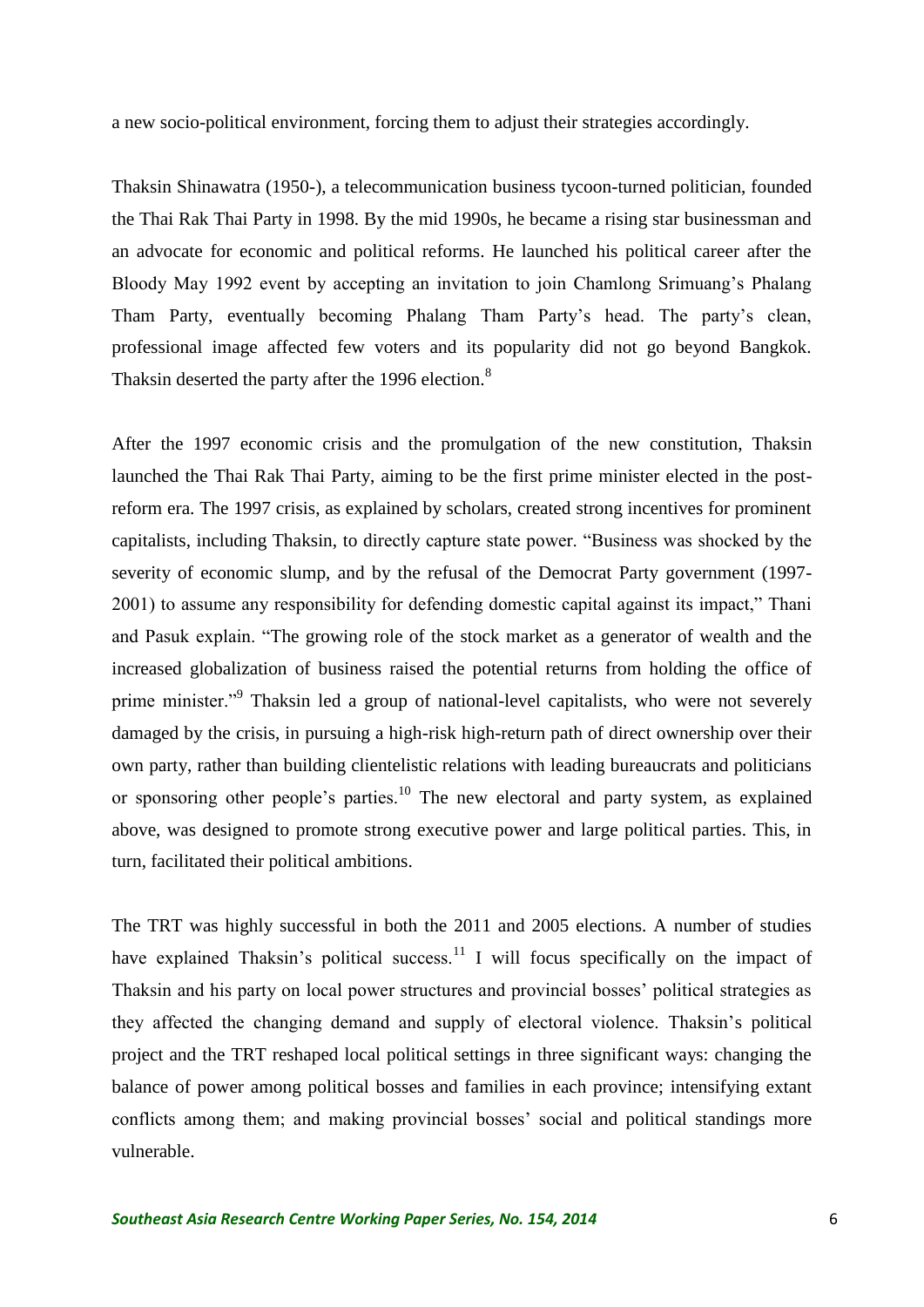a new socio-political environment, forcing them to adjust their strategies accordingly.

Thaksin Shinawatra (1950-), a telecommunication business tycoon-turned politician, founded the Thai Rak Thai Party in 1998. By the mid 1990s, he became a rising star businessman and an advocate for economic and political reforms. He launched his political career after the Bloody May 1992 event by accepting an invitation to join Chamlong Srimuang's Phalang Tham Party, eventually becoming Phalang Tham Party's head. The party's clean, professional image affected few voters and its popularity did not go beyond Bangkok. Thaksin deserted the party after the 1996 election.[8]

After the 1997 economic crisis and the promulgation of the new constitution, Thaksin launched the Thai Rak Thai Party, aiming to be the first prime minister elected in the post-reform era. The 1997 crisis, as explained by scholars, created strong incentives for prominent capitalists, including Thaksin, to directly capture state power. "Business was shocked by the severity of economic slump, and by the refusal of the Democrat Party government (1997-2001) to assume any responsibility for defending domestic capital against its impact," Thani and Pasuk explain. "The growing role of the stock market as a generator of wealth and the increased globalization of business raised the potential returns from holding the office of prime minister."[9] Thaksin led a group of national-level capitalists, who were not severely damaged by the crisis, in pursuing a high-risk high-return path of direct ownership over their own party, rather than building clientelistic relations with leading bureaucrats and politicians or sponsoring other people's parties.[10] The new electoral and party system, as explained above, was designed to promote strong executive power and large political parties. This, in turn, facilitated their political ambitions.

The TRT was highly successful in both the 2011 and 2005 elections. A number of studies have explained Thaksin's political success.[11] I will focus specifically on the impact of Thaksin and his party on local power structures and provincial bosses' political strategies as they affected the changing demand and supply of electoral violence. Thaksin's political project and the TRT reshaped local political settings in three significant ways: changing the balance of power among political bosses and families in each province; intensifying extant conflicts among them; and making provincial bosses' social and political standings more vulnerable.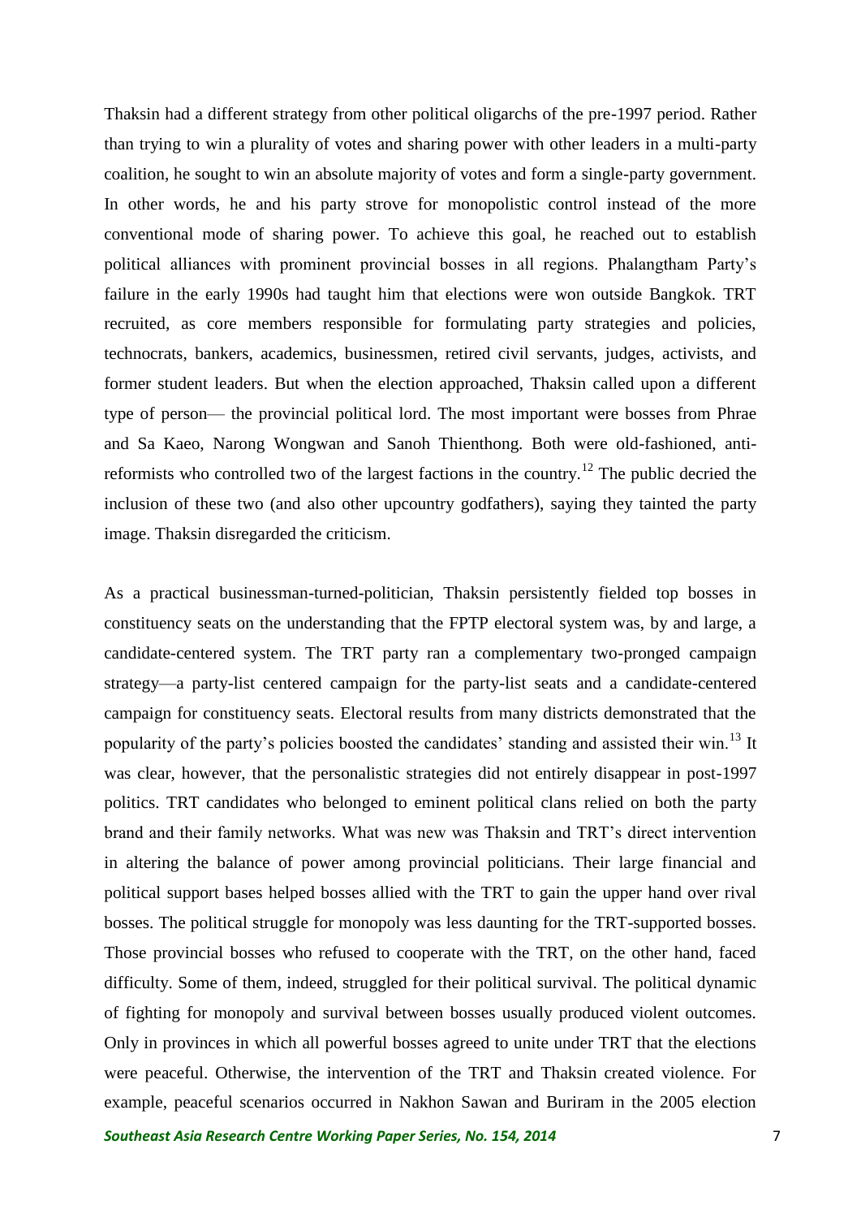Thaksin had a different strategy from other political oligarchs of the pre-1997 period. Rather than trying to win a plurality of votes and sharing power with other leaders in a multi-party coalition, he sought to win an absolute majority of votes and form a single-party government. In other words, he and his party strove for monopolistic control instead of the more conventional mode of sharing power. To achieve this goal, he reached out to establish political alliances with prominent provincial bosses in all regions. Phalangtham Party's failure in the early 1990s had taught him that elections were won outside Bangkok. TRT recruited, as core members responsible for formulating party strategies and policies, technocrats, bankers, academics, businessmen, retired civil servants, judges, activists, and former student leaders. But when the election approached, Thaksin called upon a different type of person— the provincial political lord. The most important were bosses from Phrae and Sa Kaeo, Narong Wongwan and Sanoh Thienthong. Both were old-fashioned, anti-reformists who controlled two of the largest factions in the country.[12] The public decried the inclusion of these two (and also other upcountry godfathers), saying they tainted the party image. Thaksin disregarded the criticism.

As a practical businessman-turned-politician, Thaksin persistently fielded top bosses in constituency seats on the understanding that the FPTP electoral system was, by and large, a candidate-centered system. The TRT party ran a complementary two-pronged campaign strategy—a party-list centered campaign for the party-list seats and a candidate-centered campaign for constituency seats. Electoral results from many districts demonstrated that the popularity of the party's policies boosted the candidates' standing and assisted their win.[13] It was clear, however, that the personalistic strategies did not entirely disappear in post-1997 politics. TRT candidates who belonged to eminent political clans relied on both the party brand and their family networks. What was new was Thaksin and TRT's direct intervention in altering the balance of power among provincial politicians. Their large financial and political support bases helped bosses allied with the TRT to gain the upper hand over rival bosses. The political struggle for monopoly was less daunting for the TRT-supported bosses. Those provincial bosses who refused to cooperate with the TRT, on the other hand, faced difficulty. Some of them, indeed, struggled for their political survival. The political dynamic of fighting for monopoly and survival between bosses usually produced violent outcomes. Only in provinces in which all powerful bosses agreed to unite under TRT that the elections were peaceful. Otherwise, the intervention of the TRT and Thaksin created violence. For example, peaceful scenarios occurred in Nakhon Sawan and Buriram in the 2005 election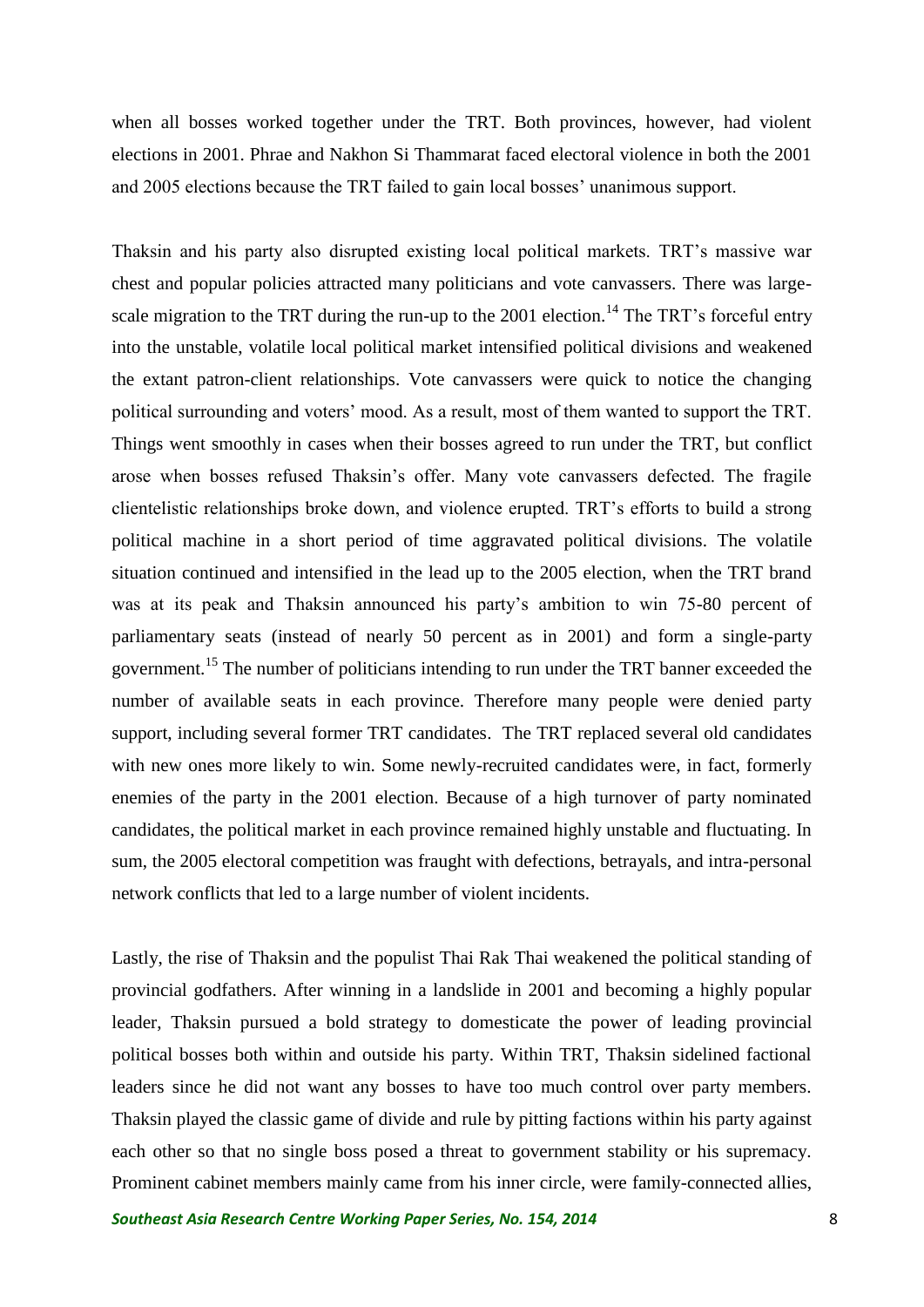when all bosses worked together under the TRT. Both provinces, however, had violent elections in 2001. Phrae and Nakhon Si Thammarat faced electoral violence in both the 2001 and 2005 elections because the TRT failed to gain local bosses' unanimous support.

Thaksin and his party also disrupted existing local political markets. TRT's massive war chest and popular policies attracted many politicians and vote canvassers. There was large-scale migration to the TRT during the run-up to the 2001 election.[14] The TRT's forceful entry into the unstable, volatile local political market intensified political divisions and weakened the extant patron-client relationships. Vote canvassers were quick to notice the changing political surrounding and voters' mood. As a result, most of them wanted to support the TRT. Things went smoothly in cases when their bosses agreed to run under the TRT, but conflict arose when bosses refused Thaksin's offer. Many vote canvassers defected. The fragile clientelistic relationships broke down, and violence erupted. TRT's efforts to build a strong political machine in a short period of time aggravated political divisions. The volatile situation continued and intensified in the lead up to the 2005 election, when the TRT brand was at its peak and Thaksin announced his party's ambition to win 75-80 percent of parliamentary seats (instead of nearly 50 percent as in 2001) and form a single-party government.[15] The number of politicians intending to run under the TRT banner exceeded the number of available seats in each province. Therefore many people were denied party support, including several former TRT candidates. The TRT replaced several old candidates with new ones more likely to win. Some newly-recruited candidates were, in fact, formerly enemies of the party in the 2001 election. Because of a high turnover of party nominated candidates, the political market in each province remained highly unstable and fluctuating. In sum, the 2005 electoral competition was fraught with defections, betrayals, and intra-personal network conflicts that led to a large number of violent incidents.

Lastly, the rise of Thaksin and the populist Thai Rak Thai weakened the political standing of provincial godfathers. After winning in a landslide in 2001 and becoming a highly popular leader, Thaksin pursued a bold strategy to domesticate the power of leading provincial political bosses both within and outside his party. Within TRT, Thaksin sidelined factional leaders since he did not want any bosses to have too much control over party members. Thaksin played the classic game of divide and rule by pitting factions within his party against each other so that no single boss posed a threat to government stability or his supremacy. Prominent cabinet members mainly came from his inner circle, were family-connected allies,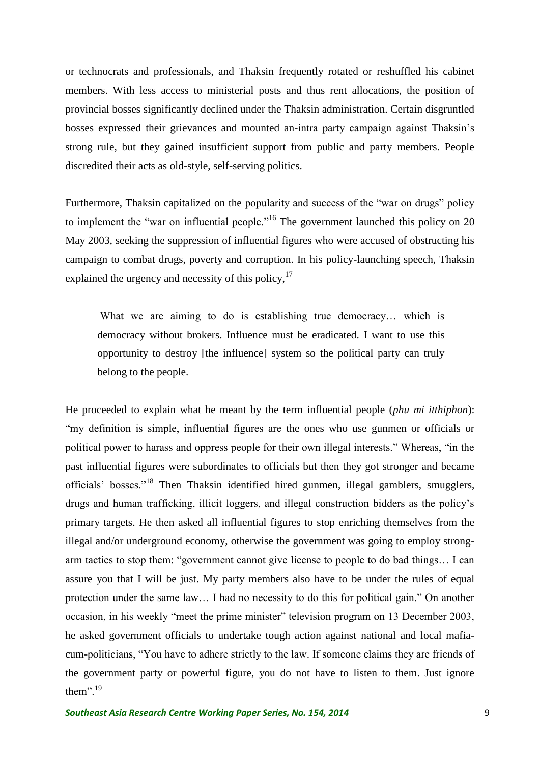or technocrats and professionals, and Thaksin frequently rotated or reshuffled his cabinet members. With less access to ministerial posts and thus rent allocations, the position of provincial bosses significantly declined under the Thaksin administration. Certain disgruntled bosses expressed their grievances and mounted an-intra party campaign against Thaksin's strong rule, but they gained insufficient support from public and party members. People discredited their acts as old-style, self-serving politics.

Furthermore, Thaksin capitalized on the popularity and success of the "war on drugs" policy to implement the "war on influential people."[16] The government launched this policy on 20 May 2003, seeking the suppression of influential figures who were accused of obstructing his campaign to combat drugs, poverty and corruption. In his policy-launching speech, Thaksin explained the urgency and necessity of this policy,[17]

> What we are aiming to do is establishing true democracy… which is democracy without brokers. Influence must be eradicated. I want to use this opportunity to destroy [the influence] system so the political party can truly belong to the people.

He proceeded to explain what he meant by the term influential people (*phu mi itthiphon*): "my definition is simple, influential figures are the ones who use gunmen or officials or political power to harass and oppress people for their own illegal interests." Whereas, "in the past influential figures were subordinates to officials but then they got stronger and became officials' bosses."[18] Then Thaksin identified hired gunmen, illegal gamblers, smugglers, drugs and human trafficking, illicit loggers, and illegal construction bidders as the policy's primary targets. He then asked all influential figures to stop enriching themselves from the illegal and/or underground economy, otherwise the government was going to employ strong-arm tactics to stop them: "government cannot give license to people to do bad things… I can assure you that I will be just. My party members also have to be under the rules of equal protection under the same law… I had no necessity to do this for political gain." On another occasion, in his weekly "meet the prime minister" television program on 13 December 2003, he asked government officials to undertake tough action against national and local mafia-cum-politicians, "You have to adhere strictly to the law. If someone claims they are friends of the government party or powerful figure, you do not have to listen to them. Just ignore them".[19]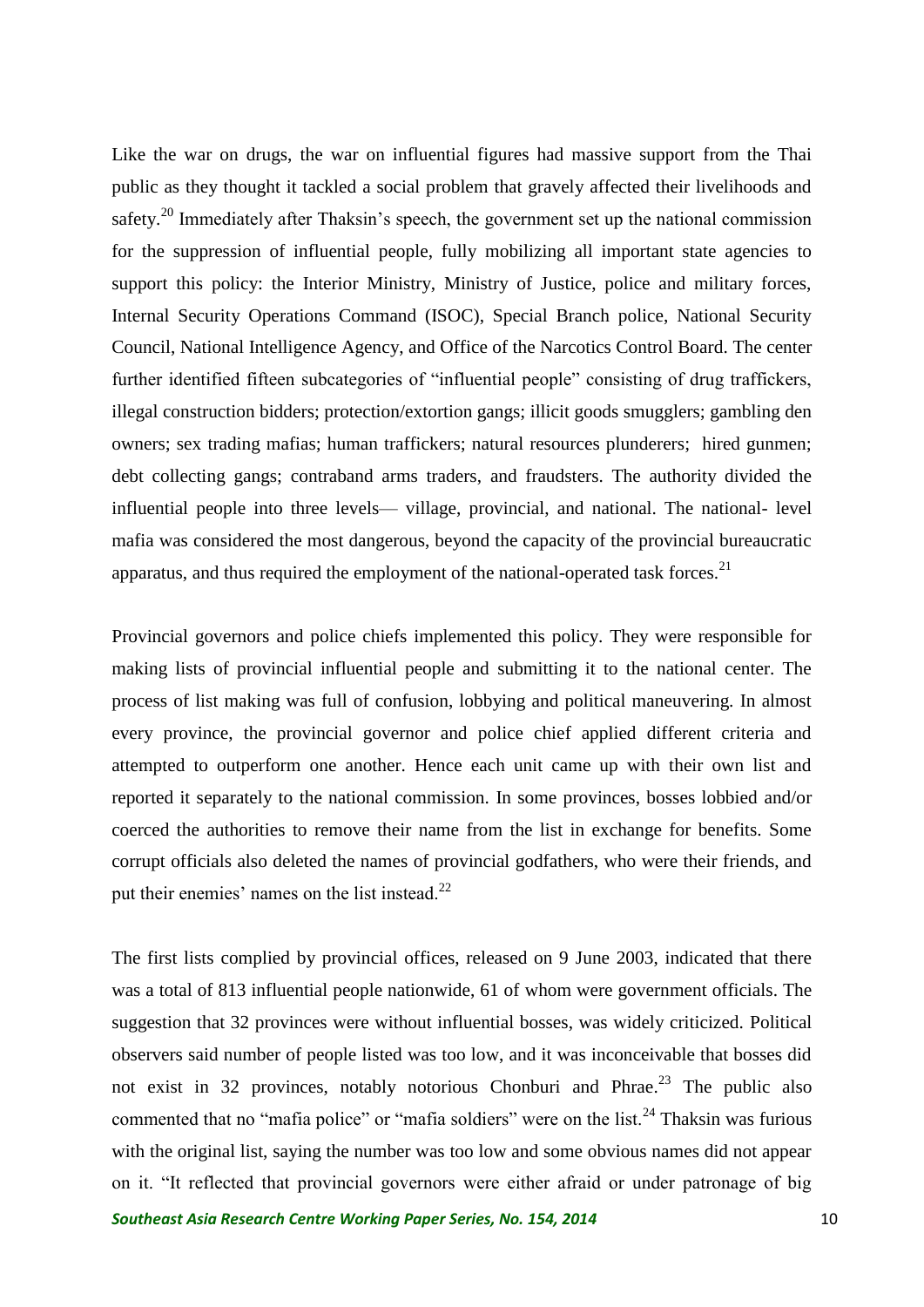Like the war on drugs, the war on influential figures had massive support from the Thai public as they thought it tackled a social problem that gravely affected their livelihoods and safety.[20] Immediately after Thaksin's speech, the government set up the national commission for the suppression of influential people, fully mobilizing all important state agencies to support this policy: the Interior Ministry, Ministry of Justice, police and military forces, Internal Security Operations Command (ISOC), Special Branch police, National Security Council, National Intelligence Agency, and Office of the Narcotics Control Board. The center further identified fifteen subcategories of "influential people" consisting of drug traffickers, illegal construction bidders; protection/extortion gangs; illicit goods smugglers; gambling den owners; sex trading mafias; human traffickers; natural resources plunderers; hired gunmen; debt collecting gangs; contraband arms traders, and fraudsters. The authority divided the influential people into three levels— village, provincial, and national. The national- level mafia was considered the most dangerous, beyond the capacity of the provincial bureaucratic apparatus, and thus required the employment of the national-operated task forces.[21]

Provincial governors and police chiefs implemented this policy. They were responsible for making lists of provincial influential people and submitting it to the national center. The process of list making was full of confusion, lobbying and political maneuvering. In almost every province, the provincial governor and police chief applied different criteria and attempted to outperform one another. Hence each unit came up with their own list and reported it separately to the national commission. In some provinces, bosses lobbied and/or coerced the authorities to remove their name from the list in exchange for benefits. Some corrupt officials also deleted the names of provincial godfathers, who were their friends, and put their enemies' names on the list instead.[22]

The first lists complied by provincial offices, released on 9 June 2003, indicated that there was a total of 813 influential people nationwide, 61 of whom were government officials. The suggestion that 32 provinces were without influential bosses, was widely criticized. Political observers said number of people listed was too low, and it was inconceivable that bosses did not exist in 32 provinces, notably notorious Chonburi and Phrae.[23] The public also commented that no "mafia police" or "mafia soldiers" were on the list.[24] Thaksin was furious with the original list, saying the number was too low and some obvious names did not appear on it. "It reflected that provincial governors were either afraid or under patronage of big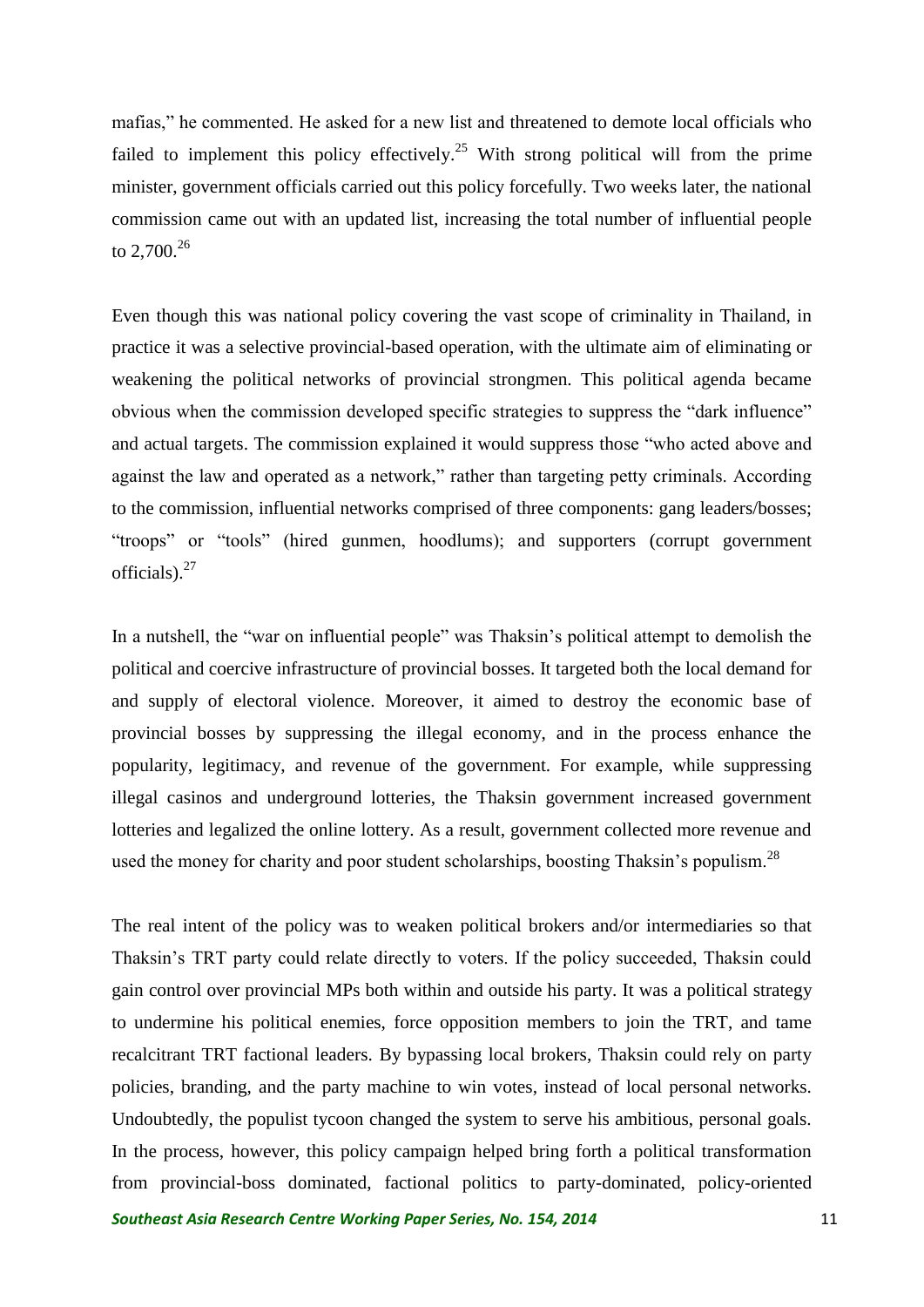mafias," he commented. He asked for a new list and threatened to demote local officials who failed to implement this policy effectively.[25] With strong political will from the prime minister, government officials carried out this policy forcefully. Two weeks later, the national commission came out with an updated list, increasing the total number of influential people to 2,700.[26]

Even though this was national policy covering the vast scope of criminality in Thailand, in practice it was a selective provincial-based operation, with the ultimate aim of eliminating or weakening the political networks of provincial strongmen. This political agenda became obvious when the commission developed specific strategies to suppress the "dark influence" and actual targets. The commission explained it would suppress those "who acted above and against the law and operated as a network," rather than targeting petty criminals. According to the commission, influential networks comprised of three components: gang leaders/bosses; "troops" or "tools" (hired gunmen, hoodlums); and supporters (corrupt government officials).[27]

In a nutshell, the "war on influential people" was Thaksin's political attempt to demolish the political and coercive infrastructure of provincial bosses. It targeted both the local demand for and supply of electoral violence. Moreover, it aimed to destroy the economic base of provincial bosses by suppressing the illegal economy, and in the process enhance the popularity, legitimacy, and revenue of the government. For example, while suppressing illegal casinos and underground lotteries, the Thaksin government increased government lotteries and legalized the online lottery. As a result, government collected more revenue and used the money for charity and poor student scholarships, boosting Thaksin's populism.[28]

The real intent of the policy was to weaken political brokers and/or intermediaries so that Thaksin's TRT party could relate directly to voters. If the policy succeeded, Thaksin could gain control over provincial MPs both within and outside his party. It was a political strategy to undermine his political enemies, force opposition members to join the TRT, and tame recalcitrant TRT factional leaders. By bypassing local brokers, Thaksin could rely on party policies, branding, and the party machine to win votes, instead of local personal networks. Undoubtedly, the populist tycoon changed the system to serve his ambitious, personal goals. In the process, however, this policy campaign helped bring forth a political transformation from provincial-boss dominated, factional politics to party-dominated, policy-oriented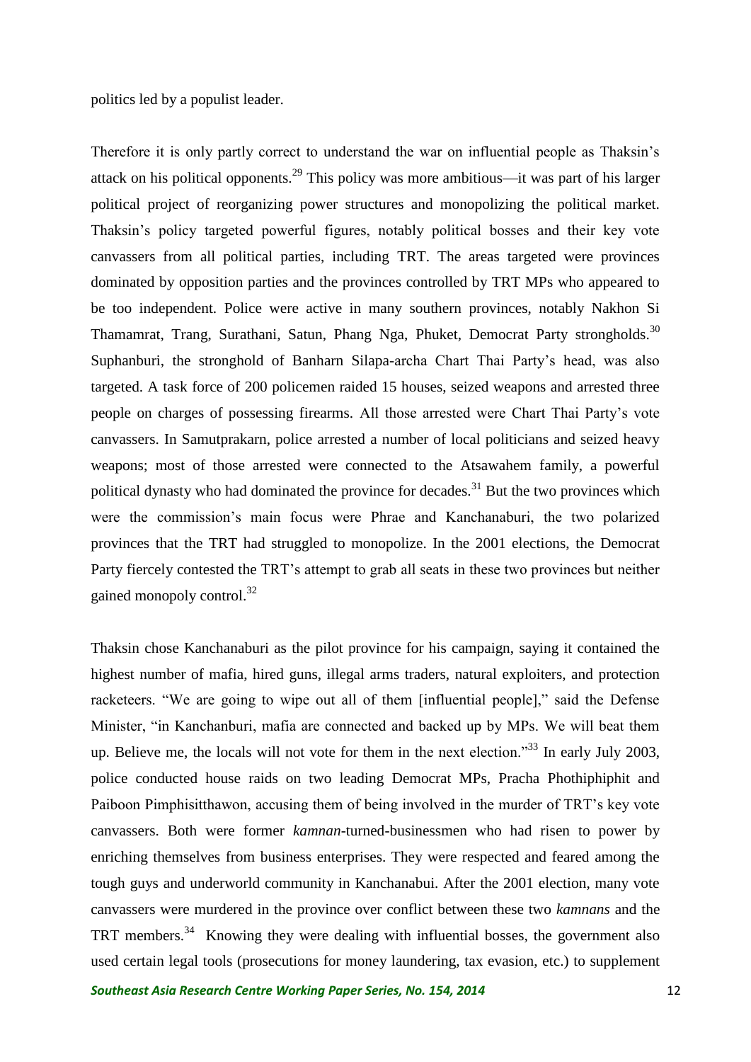politics led by a populist leader.

Therefore it is only partly correct to understand the war on influential people as Thaksin's attack on his political opponents.[29] This policy was more ambitious—it was part of his larger political project of reorganizing power structures and monopolizing the political market. Thaksin's policy targeted powerful figures, notably political bosses and their key vote canvassers from all political parties, including TRT. The areas targeted were provinces dominated by opposition parties and the provinces controlled by TRT MPs who appeared to be too independent. Police were active in many southern provinces, notably Nakhon Si Thamamrat, Trang, Surathani, Satun, Phang Nga, Phuket, Democrat Party strongholds.[30] Suphanburi, the stronghold of Banharn Silapa-archa Chart Thai Party's head, was also targeted. A task force of 200 policemen raided 15 houses, seized weapons and arrested three people on charges of possessing firearms. All those arrested were Chart Thai Party's vote canvassers. In Samutprakarn, police arrested a number of local politicians and seized heavy weapons; most of those arrested were connected to the Atsawahem family, a powerful political dynasty who had dominated the province for decades.[31] But the two provinces which were the commission's main focus were Phrae and Kanchanaburi, the two polarized provinces that the TRT had struggled to monopolize. In the 2001 elections, the Democrat Party fiercely contested the TRT's attempt to grab all seats in these two provinces but neither gained monopoly control.[32]

Thaksin chose Kanchanaburi as the pilot province for his campaign, saying it contained the highest number of mafia, hired guns, illegal arms traders, natural exploiters, and protection racketeers. "We are going to wipe out all of them [influential people]," said the Defense Minister, "in Kanchanburi, mafia are connected and backed up by MPs. We will beat them up. Believe me, the locals will not vote for them in the next election."[33] In early July 2003, police conducted house raids on two leading Democrat MPs, Pracha Phothiphiphit and Paiboon Pimphisitthawon, accusing them of being involved in the murder of TRT's key vote canvassers. Both were former *kamnan*-turned-businessmen who had risen to power by enriching themselves from business enterprises. They were respected and feared among the tough guys and underworld community in Kanchanabui. After the 2001 election, many vote canvassers were murdered in the province over conflict between these two *kamnans* and the TRT members.[34] Knowing they were dealing with influential bosses, the government also used certain legal tools (prosecutions for money laundering, tax evasion, etc.) to supplement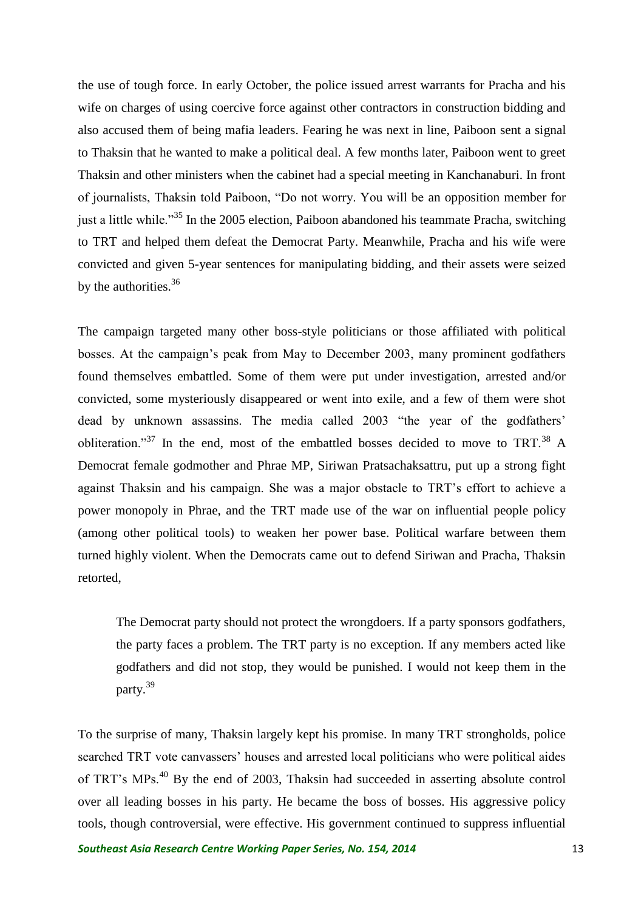the use of tough force. In early October, the police issued arrest warrants for Pracha and his wife on charges of using coercive force against other contractors in construction bidding and also accused them of being mafia leaders. Fearing he was next in line, Paiboon sent a signal to Thaksin that he wanted to make a political deal. A few months later, Paiboon went to greet Thaksin and other ministers when the cabinet had a special meeting in Kanchanaburi. In front of journalists, Thaksin told Paiboon, "Do not worry. You will be an opposition member for just a little while."[35] In the 2005 election, Paiboon abandoned his teammate Pracha, switching to TRT and helped them defeat the Democrat Party. Meanwhile, Pracha and his wife were convicted and given 5-year sentences for manipulating bidding, and their assets were seized by the authorities.[36]

The campaign targeted many other boss-style politicians or those affiliated with political bosses. At the campaign's peak from May to December 2003, many prominent godfathers found themselves embattled. Some of them were put under investigation, arrested and/or convicted, some mysteriously disappeared or went into exile, and a few of them were shot dead by unknown assassins. The media called 2003 "the year of the godfathers' obliteration."[37] In the end, most of the embattled bosses decided to move to TRT.[38] A Democrat female godmother and Phrae MP, Siriwan Pratsachaksattru, put up a strong fight against Thaksin and his campaign. She was a major obstacle to TRT's effort to achieve a power monopoly in Phrae, and the TRT made use of the war on influential people policy (among other political tools) to weaken her power base. Political warfare between them turned highly violent. When the Democrats came out to defend Siriwan and Pracha, Thaksin retorted,

> The Democrat party should not protect the wrongdoers. If a party sponsors godfathers, the party faces a problem. The TRT party is no exception. If any members acted like godfathers and did not stop, they would be punished. I would not keep them in the party.[39]

To the surprise of many, Thaksin largely kept his promise. In many TRT strongholds, police searched TRT vote canvassers' houses and arrested local politicians who were political aides of TRT's MPs.[40] By the end of 2003, Thaksin had succeeded in asserting absolute control over all leading bosses in his party. He became the boss of bosses. His aggressive policy tools, though controversial, were effective. His government continued to suppress influential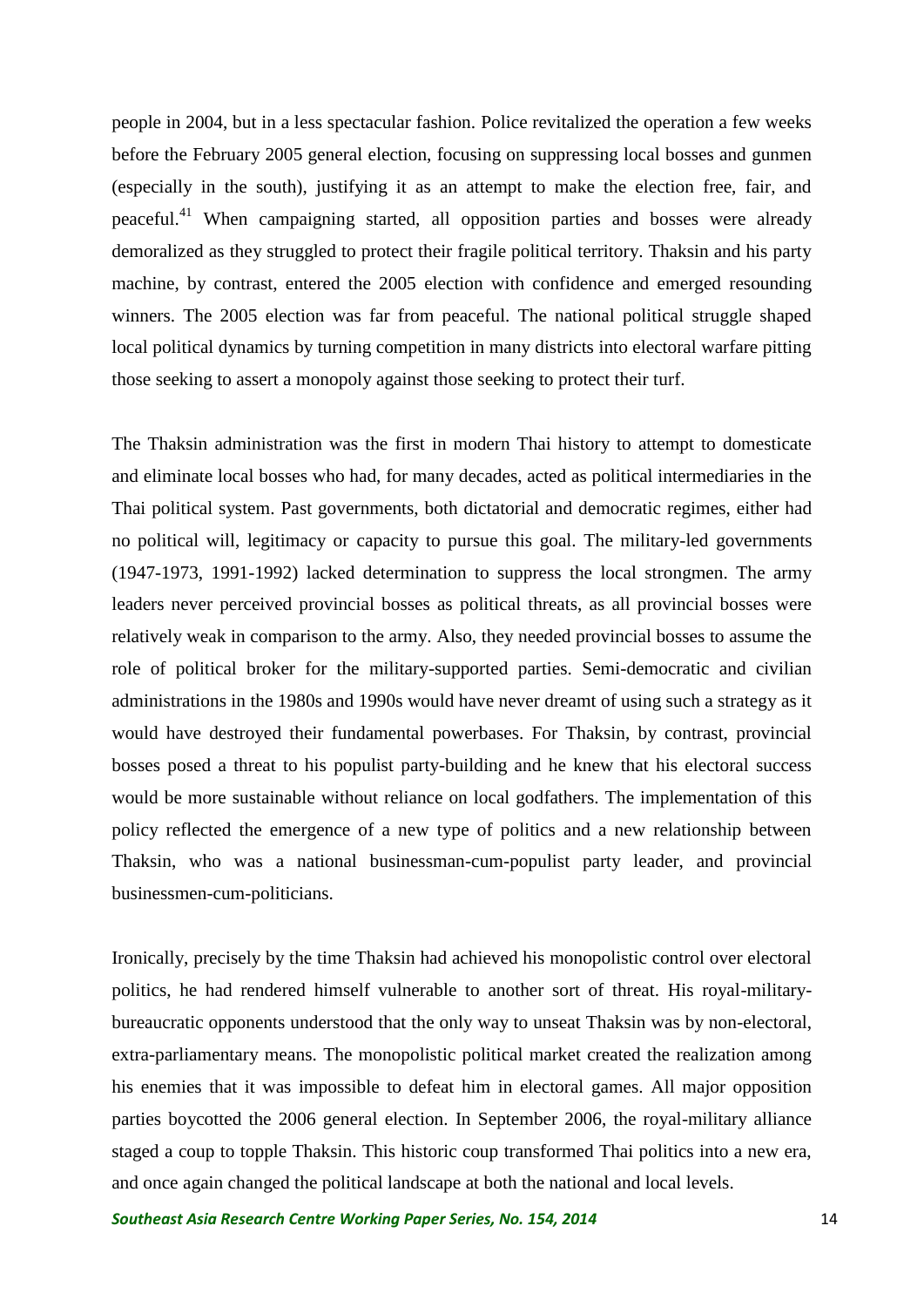people in 2004, but in a less spectacular fashion. Police revitalized the operation a few weeks before the February 2005 general election, focusing on suppressing local bosses and gunmen (especially in the south), justifying it as an attempt to make the election free, fair, and peaceful.[41] When campaigning started, all opposition parties and bosses were already demoralized as they struggled to protect their fragile political territory. Thaksin and his party machine, by contrast, entered the 2005 election with confidence and emerged resounding winners. The 2005 election was far from peaceful. The national political struggle shaped local political dynamics by turning competition in many districts into electoral warfare pitting those seeking to assert a monopoly against those seeking to protect their turf.

The Thaksin administration was the first in modern Thai history to attempt to domesticate and eliminate local bosses who had, for many decades, acted as political intermediaries in the Thai political system. Past governments, both dictatorial and democratic regimes, either had no political will, legitimacy or capacity to pursue this goal. The military-led governments (1947-1973, 1991-1992) lacked determination to suppress the local strongmen. The army leaders never perceived provincial bosses as political threats, as all provincial bosses were relatively weak in comparison to the army. Also, they needed provincial bosses to assume the role of political broker for the military-supported parties. Semi-democratic and civilian administrations in the 1980s and 1990s would have never dreamt of using such a strategy as it would have destroyed their fundamental powerbases. For Thaksin, by contrast, provincial bosses posed a threat to his populist party-building and he knew that his electoral success would be more sustainable without reliance on local godfathers. The implementation of this policy reflected the emergence of a new type of politics and a new relationship between Thaksin, who was a national businessman-cum-populist party leader, and provincial businessmen-cum-politicians.

Ironically, precisely by the time Thaksin had achieved his monopolistic control over electoral politics, he had rendered himself vulnerable to another sort of threat. His royal-military-bureaucratic opponents understood that the only way to unseat Thaksin was by non-electoral, extra-parliamentary means. The monopolistic political market created the realization among his enemies that it was impossible to defeat him in electoral games. All major opposition parties boycotted the 2006 general election. In September 2006, the royal-military alliance staged a coup to topple Thaksin. This historic coup transformed Thai politics into a new era, and once again changed the political landscape at both the national and local levels.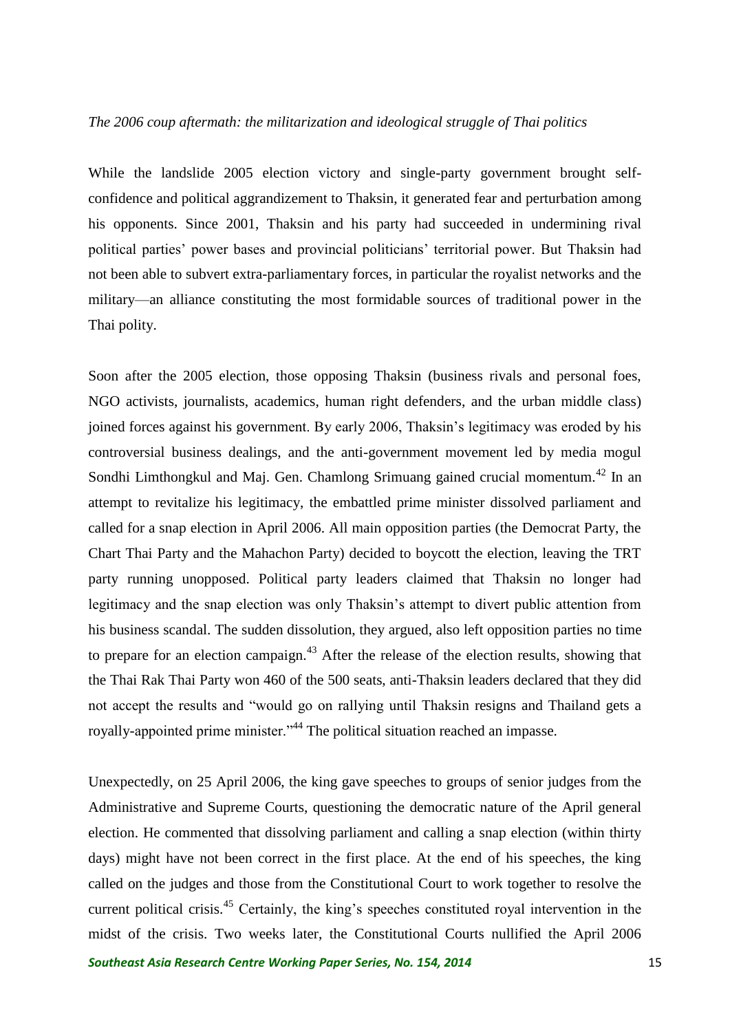*The 2006 coup aftermath: the militarization and ideological struggle of Thai politics*

While the landslide 2005 election victory and single-party government brought self-confidence and political aggrandizement to Thaksin, it generated fear and perturbation among his opponents. Since 2001, Thaksin and his party had succeeded in undermining rival political parties' power bases and provincial politicians' territorial power. But Thaksin had not been able to subvert extra-parliamentary forces, in particular the royalist networks and the military—an alliance constituting the most formidable sources of traditional power in the Thai polity.

Soon after the 2005 election, those opposing Thaksin (business rivals and personal foes, NGO activists, journalists, academics, human right defenders, and the urban middle class) joined forces against his government. By early 2006, Thaksin's legitimacy was eroded by his controversial business dealings, and the anti-government movement led by media mogul Sondhi Limthongkul and Maj. Gen. Chamlong Srimuang gained crucial momentum.[42] In an attempt to revitalize his legitimacy, the embattled prime minister dissolved parliament and called for a snap election in April 2006. All main opposition parties (the Democrat Party, the Chart Thai Party and the Mahachon Party) decided to boycott the election, leaving the TRT party running unopposed. Political party leaders claimed that Thaksin no longer had legitimacy and the snap election was only Thaksin's attempt to divert public attention from his business scandal. The sudden dissolution, they argued, also left opposition parties no time to prepare for an election campaign.[43] After the release of the election results, showing that the Thai Rak Thai Party won 460 of the 500 seats, anti-Thaksin leaders declared that they did not accept the results and "would go on rallying until Thaksin resigns and Thailand gets a royally-appointed prime minister."[44] The political situation reached an impasse.

Unexpectedly, on 25 April 2006, the king gave speeches to groups of senior judges from the Administrative and Supreme Courts, questioning the democratic nature of the April general election. He commented that dissolving parliament and calling a snap election (within thirty days) might have not been correct in the first place. At the end of his speeches, the king called on the judges and those from the Constitutional Court to work together to resolve the current political crisis.[45] Certainly, the king's speeches constituted royal intervention in the midst of the crisis. Two weeks later, the Constitutional Courts nullified the April 2006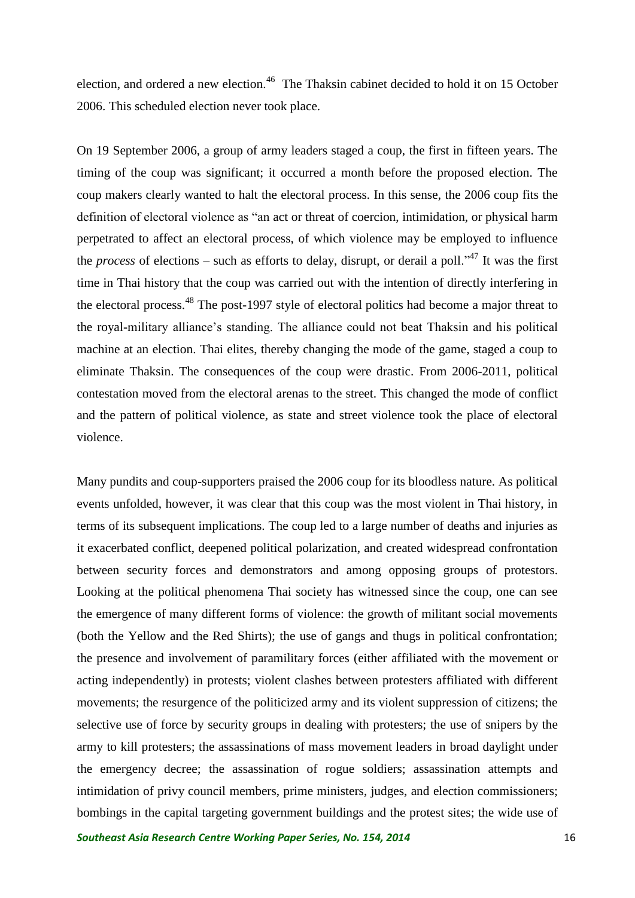election, and ordered a new election.[46] The Thaksin cabinet decided to hold it on 15 October 2006. This scheduled election never took place.

On 19 September 2006, a group of army leaders staged a coup, the first in fifteen years. The timing of the coup was significant; it occurred a month before the proposed election. The coup makers clearly wanted to halt the electoral process. In this sense, the 2006 coup fits the definition of electoral violence as "an act or threat of coercion, intimidation, or physical harm perpetrated to affect an electoral process, of which violence may be employed to influence the *process* of elections – such as efforts to delay, disrupt, or derail a poll."[47] It was the first time in Thai history that the coup was carried out with the intention of directly interfering in the electoral process.[48] The post-1997 style of electoral politics had become a major threat to the royal-military alliance's standing. The alliance could not beat Thaksin and his political machine at an election. Thai elites, thereby changing the mode of the game, staged a coup to eliminate Thaksin. The consequences of the coup were drastic. From 2006-2011, political contestation moved from the electoral arenas to the street. This changed the mode of conflict and the pattern of political violence, as state and street violence took the place of electoral violence.

Many pundits and coup-supporters praised the 2006 coup for its bloodless nature. As political events unfolded, however, it was clear that this coup was the most violent in Thai history, in terms of its subsequent implications. The coup led to a large number of deaths and injuries as it exacerbated conflict, deepened political polarization, and created widespread confrontation between security forces and demonstrators and among opposing groups of protestors. Looking at the political phenomena Thai society has witnessed since the coup, one can see the emergence of many different forms of violence: the growth of militant social movements (both the Yellow and the Red Shirts); the use of gangs and thugs in political confrontation; the presence and involvement of paramilitary forces (either affiliated with the movement or acting independently) in protests; violent clashes between protesters affiliated with different movements; the resurgence of the politicized army and its violent suppression of citizens; the selective use of force by security groups in dealing with protesters; the use of snipers by the army to kill protesters; the assassinations of mass movement leaders in broad daylight under the emergency decree; the assassination of rogue soldiers; assassination attempts and intimidation of privy council members, prime ministers, judges, and election commissioners; bombings in the capital targeting government buildings and the protest sites; the wide use of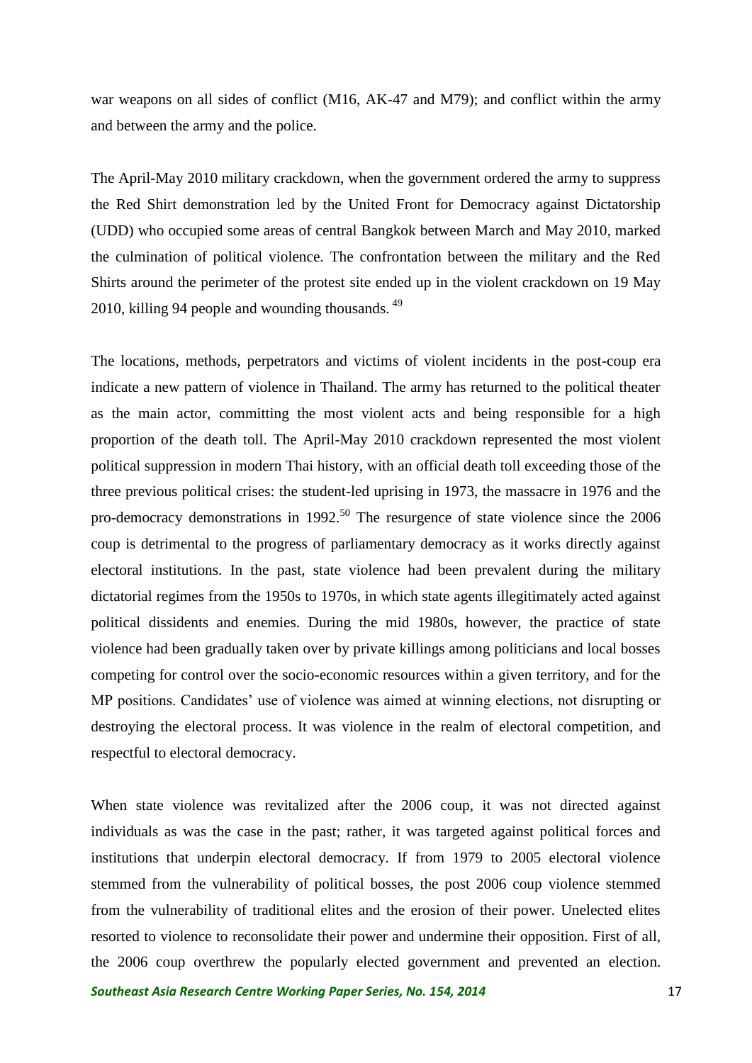war weapons on all sides of conflict (M16, AK-47 and M79); and conflict within the army and between the army and the police.

The April-May 2010 military crackdown, when the government ordered the army to suppress the Red Shirt demonstration led by the United Front for Democracy against Dictatorship (UDD) who occupied some areas of central Bangkok between March and May 2010, marked the culmination of political violence. The confrontation between the military and the Red Shirts around the perimeter of the protest site ended up in the violent crackdown on 19 May 2010, killing 94 people and wounding thousands. [49]

The locations, methods, perpetrators and victims of violent incidents in the post-coup era indicate a new pattern of violence in Thailand. The army has returned to the political theater as the main actor, committing the most violent acts and being responsible for a high proportion of the death toll. The April-May 2010 crackdown represented the most violent political suppression in modern Thai history, with an official death toll exceeding those of the three previous political crises: the student-led uprising in 1973, the massacre in 1976 and the pro-democracy demonstrations in 1992.[50] The resurgence of state violence since the 2006 coup is detrimental to the progress of parliamentary democracy as it works directly against electoral institutions. In the past, state violence had been prevalent during the military dictatorial regimes from the 1950s to 1970s, in which state agents illegitimately acted against political dissidents and enemies. During the mid 1980s, however, the practice of state violence had been gradually taken over by private killings among politicians and local bosses competing for control over the socio-economic resources within a given territory, and for the MP positions. Candidates' use of violence was aimed at winning elections, not disrupting or destroying the electoral process. It was violence in the realm of electoral competition, and respectful to electoral democracy.

When state violence was revitalized after the 2006 coup, it was not directed against individuals as was the case in the past; rather, it was targeted against political forces and institutions that underpin electoral democracy. If from 1979 to 2005 electoral violence stemmed from the vulnerability of political bosses, the post 2006 coup violence stemmed from the vulnerability of traditional elites and the erosion of their power. Unelected elites resorted to violence to reconsolidate their power and undermine their opposition. First of all, the 2006 coup overthrew the popularly elected government and prevented an election.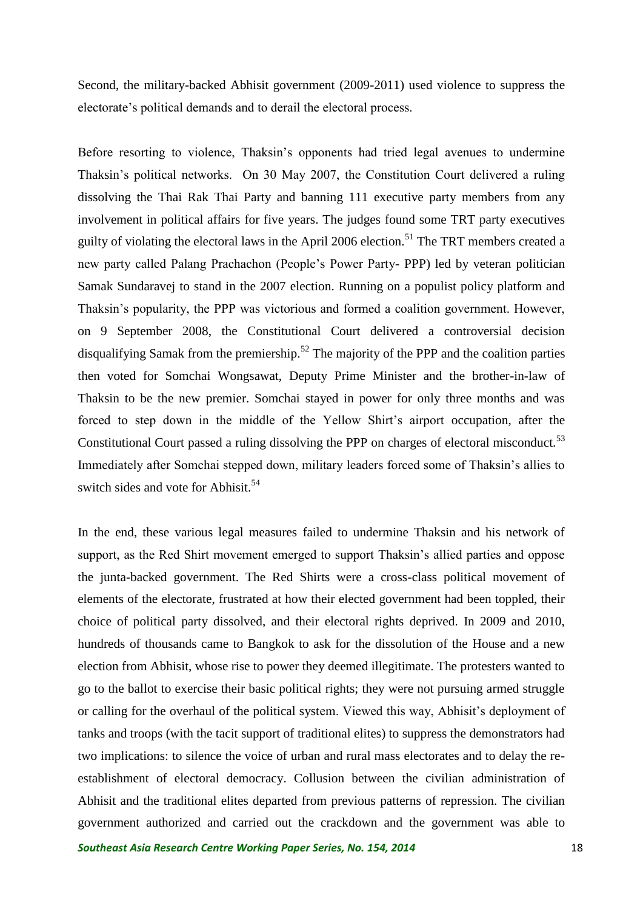Second, the military-backed Abhisit government (2009-2011) used violence to suppress the electorate's political demands and to derail the electoral process.

Before resorting to violence, Thaksin's opponents had tried legal avenues to undermine Thaksin's political networks. On 30 May 2007, the Constitution Court delivered a ruling dissolving the Thai Rak Thai Party and banning 111 executive party members from any involvement in political affairs for five years. The judges found some TRT party executives guilty of violating the electoral laws in the April 2006 election.[51] The TRT members created a new party called Palang Prachachon (People's Power Party- PPP) led by veteran politician Samak Sundaravej to stand in the 2007 election. Running on a populist policy platform and Thaksin's popularity, the PPP was victorious and formed a coalition government. However, on 9 September 2008, the Constitutional Court delivered a controversial decision disqualifying Samak from the premiership.[52] The majority of the PPP and the coalition parties then voted for Somchai Wongsawat, Deputy Prime Minister and the brother-in-law of Thaksin to be the new premier. Somchai stayed in power for only three months and was forced to step down in the middle of the Yellow Shirt's airport occupation, after the Constitutional Court passed a ruling dissolving the PPP on charges of electoral misconduct.[53] Immediately after Somchai stepped down, military leaders forced some of Thaksin's allies to switch sides and vote for Abhisit.[54]

In the end, these various legal measures failed to undermine Thaksin and his network of support, as the Red Shirt movement emerged to support Thaksin's allied parties and oppose the junta-backed government. The Red Shirts were a cross-class political movement of elements of the electorate, frustrated at how their elected government had been toppled, their choice of political party dissolved, and their electoral rights deprived. In 2009 and 2010, hundreds of thousands came to Bangkok to ask for the dissolution of the House and a new election from Abhisit, whose rise to power they deemed illegitimate. The protesters wanted to go to the ballot to exercise their basic political rights; they were not pursuing armed struggle or calling for the overhaul of the political system. Viewed this way, Abhisit's deployment of tanks and troops (with the tacit support of traditional elites) to suppress the demonstrators had two implications: to silence the voice of urban and rural mass electorates and to delay the re-establishment of electoral democracy. Collusion between the civilian administration of Abhisit and the traditional elites departed from previous patterns of repression. The civilian government authorized and carried out the crackdown and the government was able to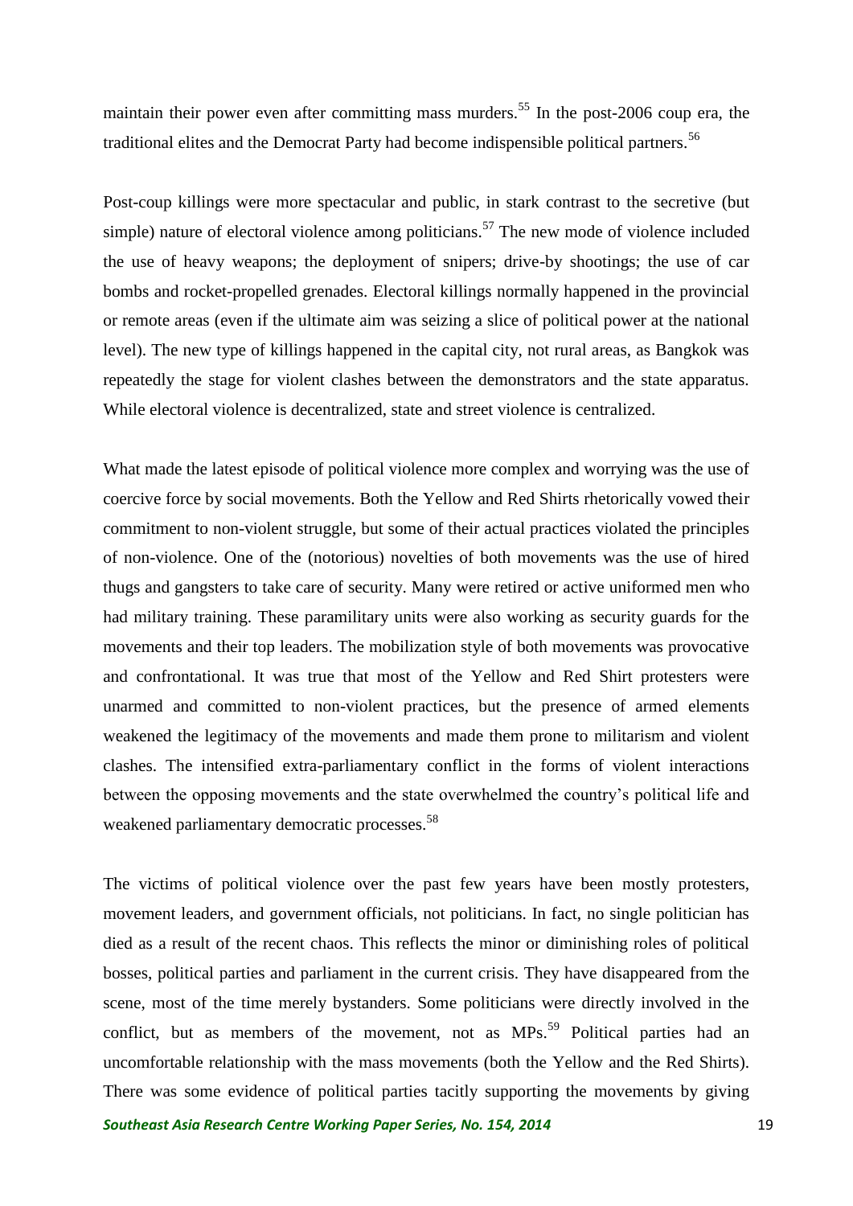maintain their power even after committing mass murders.[55] In the post-2006 coup era, the traditional elites and the Democrat Party had become indispensible political partners.[56]

Post-coup killings were more spectacular and public, in stark contrast to the secretive (but simple) nature of electoral violence among politicians.[57] The new mode of violence included the use of heavy weapons; the deployment of snipers; drive-by shootings; the use of car bombs and rocket-propelled grenades. Electoral killings normally happened in the provincial or remote areas (even if the ultimate aim was seizing a slice of political power at the national level). The new type of killings happened in the capital city, not rural areas, as Bangkok was repeatedly the stage for violent clashes between the demonstrators and the state apparatus. While electoral violence is decentralized, state and street violence is centralized.

What made the latest episode of political violence more complex and worrying was the use of coercive force by social movements. Both the Yellow and Red Shirts rhetorically vowed their commitment to non-violent struggle, but some of their actual practices violated the principles of non-violence. One of the (notorious) novelties of both movements was the use of hired thugs and gangsters to take care of security. Many were retired or active uniformed men who had military training. These paramilitary units were also working as security guards for the movements and their top leaders. The mobilization style of both movements was provocative and confrontational. It was true that most of the Yellow and Red Shirt protesters were unarmed and committed to non-violent practices, but the presence of armed elements weakened the legitimacy of the movements and made them prone to militarism and violent clashes. The intensified extra-parliamentary conflict in the forms of violent interactions between the opposing movements and the state overwhelmed the country's political life and weakened parliamentary democratic processes.[58]

The victims of political violence over the past few years have been mostly protesters, movement leaders, and government officials, not politicians. In fact, no single politician has died as a result of the recent chaos. This reflects the minor or diminishing roles of political bosses, political parties and parliament in the current crisis. They have disappeared from the scene, most of the time merely bystanders. Some politicians were directly involved in the conflict, but as members of the movement, not as MPs.[59] Political parties had an uncomfortable relationship with the mass movements (both the Yellow and the Red Shirts). There was some evidence of political parties tacitly supporting the movements by giving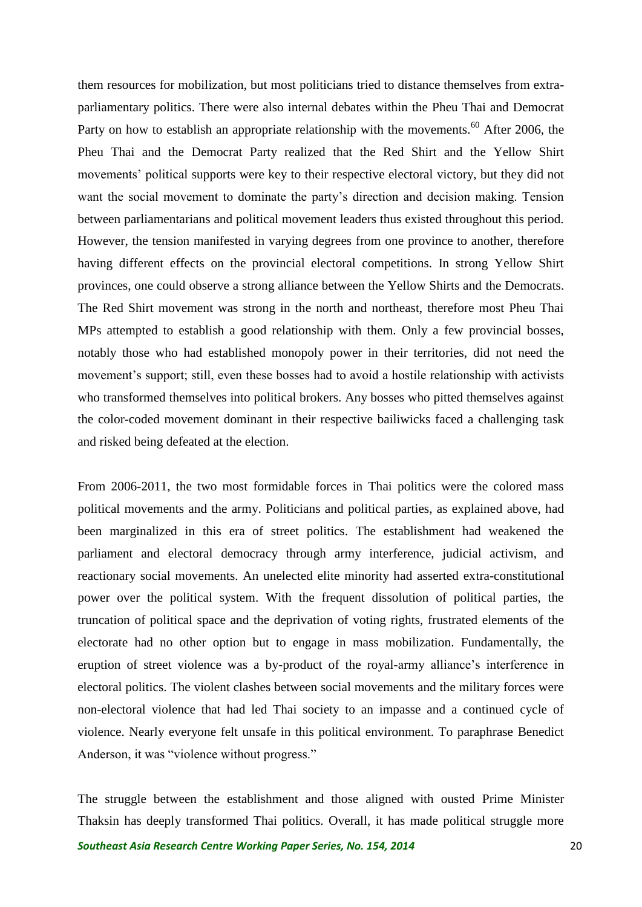them resources for mobilization, but most politicians tried to distance themselves from extra-parliamentary politics. There were also internal debates within the Pheu Thai and Democrat Party on how to establish an appropriate relationship with the movements.[60] After 2006, the Pheu Thai and the Democrat Party realized that the Red Shirt and the Yellow Shirt movements' political supports were key to their respective electoral victory, but they did not want the social movement to dominate the party's direction and decision making. Tension between parliamentarians and political movement leaders thus existed throughout this period. However, the tension manifested in varying degrees from one province to another, therefore having different effects on the provincial electoral competitions. In strong Yellow Shirt provinces, one could observe a strong alliance between the Yellow Shirts and the Democrats. The Red Shirt movement was strong in the north and northeast, therefore most Pheu Thai MPs attempted to establish a good relationship with them. Only a few provincial bosses, notably those who had established monopoly power in their territories, did not need the movement's support; still, even these bosses had to avoid a hostile relationship with activists who transformed themselves into political brokers. Any bosses who pitted themselves against the color-coded movement dominant in their respective bailiwicks faced a challenging task and risked being defeated at the election.

From 2006-2011, the two most formidable forces in Thai politics were the colored mass political movements and the army. Politicians and political parties, as explained above, had been marginalized in this era of street politics. The establishment had weakened the parliament and electoral democracy through army interference, judicial activism, and reactionary social movements. An unelected elite minority had asserted extra-constitutional power over the political system. With the frequent dissolution of political parties, the truncation of political space and the deprivation of voting rights, frustrated elements of the electorate had no other option but to engage in mass mobilization. Fundamentally, the eruption of street violence was a by-product of the royal-army alliance's interference in electoral politics. The violent clashes between social movements and the military forces were non-electoral violence that had led Thai society to an impasse and a continued cycle of violence. Nearly everyone felt unsafe in this political environment. To paraphrase Benedict Anderson, it was "violence without progress."

The struggle between the establishment and those aligned with ousted Prime Minister Thaksin has deeply transformed Thai politics. Overall, it has made political struggle more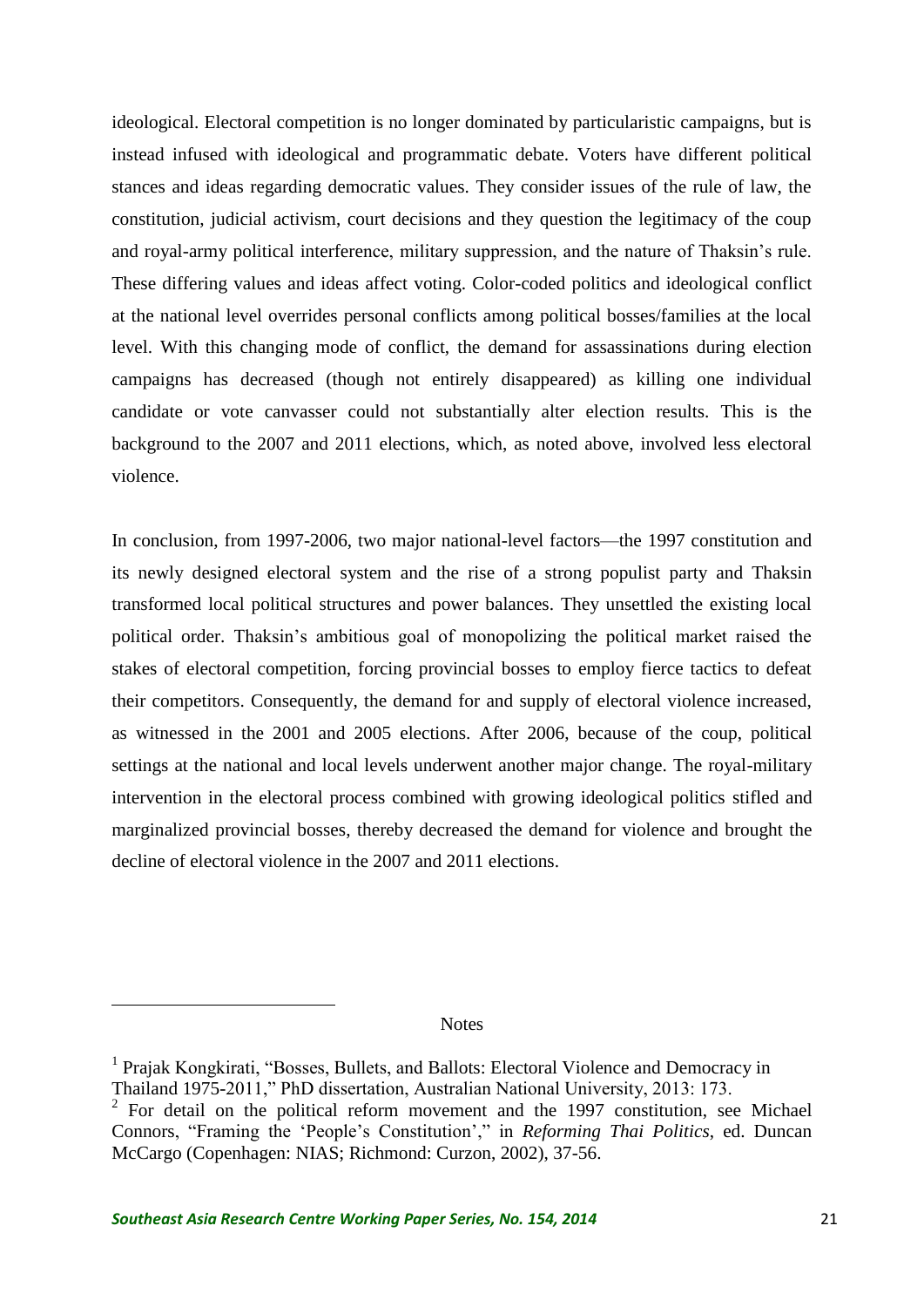ideological. Electoral competition is no longer dominated by particularistic campaigns, but is instead infused with ideological and programmatic debate. Voters have different political stances and ideas regarding democratic values. They consider issues of the rule of law, the constitution, judicial activism, court decisions and they question the legitimacy of the coup and royal-army political interference, military suppression, and the nature of Thaksin's rule. These differing values and ideas affect voting. Color-coded politics and ideological conflict at the national level overrides personal conflicts among political bosses/families at the local level. With this changing mode of conflict, the demand for assassinations during election campaigns has decreased (though not entirely disappeared) as killing one individual candidate or vote canvasser could not substantially alter election results. This is the background to the 2007 and 2011 elections, which, as noted above, involved less electoral violence.

In conclusion, from 1997-2006, two major national-level factors—the 1997 constitution and its newly designed electoral system and the rise of a strong populist party and Thaksin transformed local political structures and power balances. They unsettled the existing local political order. Thaksin's ambitious goal of monopolizing the political market raised the stakes of electoral competition, forcing provincial bosses to employ fierce tactics to defeat their competitors. Consequently, the demand for and supply of electoral violence increased, as witnessed in the 2001 and 2005 elections. After 2006, because of the coup, political settings at the national and local levels underwent another major change. The royal-military intervention in the electoral process combined with growing ideological politics stifled and marginalized provincial bosses, thereby decreased the demand for violence and brought the decline of electoral violence in the 2007 and 2011 elections.

Notes

[1] Prajak Kongkirati, "Bosses, Bullets, and Ballots: Electoral Violence and Democracy in Thailand 1975-2011," PhD dissertation, Australian National University, 2013: 173.

[2] For detail on the political reform movement and the 1997 constitution, see Michael Connors, "Framing the 'People's Constitution'," in *Reforming Thai Politics*, ed. Duncan McCargo (Copenhagen: NIAS; Richmond: Curzon, 2002), 37-56.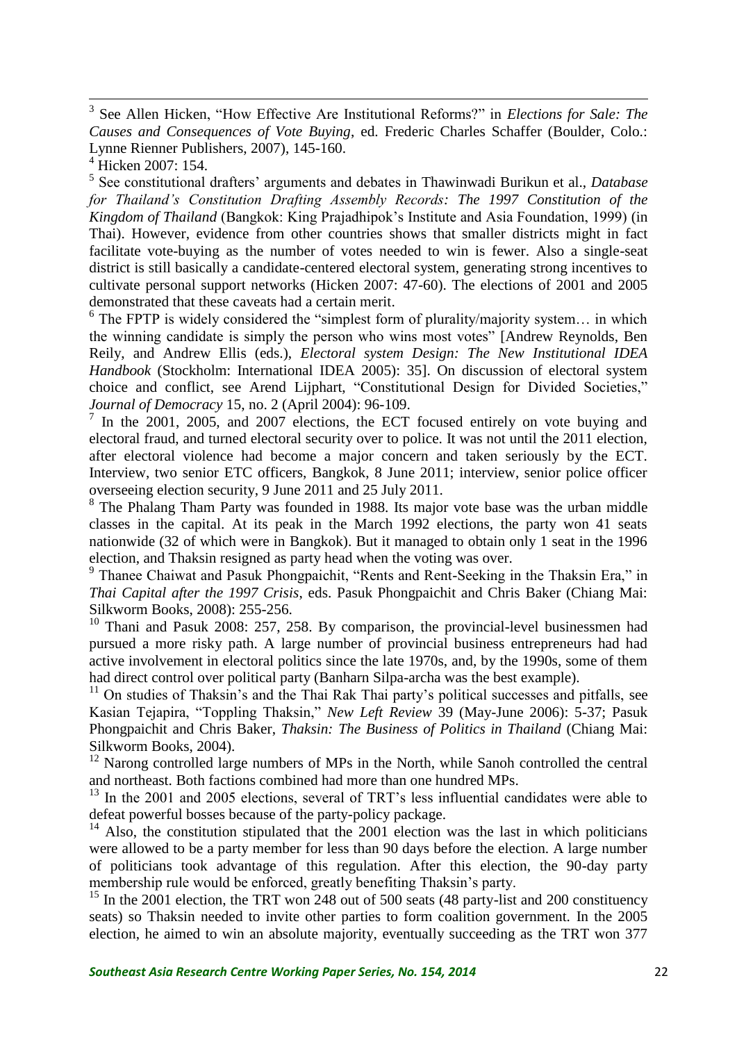[3] See Allen Hicken, "How Effective Are Institutional Reforms?" in *Elections for Sale: The Causes and Consequences of Vote Buying*, ed. Frederic Charles Schaffer (Boulder, Colo.: Lynne Rienner Publishers, 2007), 145-160.

[4] Hicken 2007: 154.

[5] See constitutional drafters' arguments and debates in Thawinwadi Burikun et al., *Database for Thailand's Constitution Drafting Assembly Records: The 1997 Constitution of the Kingdom of Thailand* (Bangkok: King Prajadhipok's Institute and Asia Foundation, 1999) (in Thai). However, evidence from other countries shows that smaller districts might in fact facilitate vote-buying as the number of votes needed to win is fewer. Also a single-seat district is still basically a candidate-centered electoral system, generating strong incentives to cultivate personal support networks (Hicken 2007: 47-60). The elections of 2001 and 2005 demonstrated that these caveats had a certain merit.

[6] The FPTP is widely considered the "simplest form of plurality/majority system… in which the winning candidate is simply the person who wins most votes" [Andrew Reynolds, Ben Reily, and Andrew Ellis (eds.), *Electoral system Design: The New Institutional IDEA Handbook* (Stockholm: International IDEA 2005): 35]. On discussion of electoral system choice and conflict, see Arend Lijphart, "Constitutional Design for Divided Societies," *Journal of Democracy* 15, no. 2 (April 2004): 96-109.

[7] In the 2001, 2005, and 2007 elections, the ECT focused entirely on vote buying and electoral fraud, and turned electoral security over to police. It was not until the 2011 election, after electoral violence had become a major concern and taken seriously by the ECT. Interview, two senior ETC officers, Bangkok, 8 June 2011; interview, senior police officer overseeing election security, 9 June 2011 and 25 July 2011.

[8] The Phalang Tham Party was founded in 1988. Its major vote base was the urban middle classes in the capital. At its peak in the March 1992 elections, the party won 41 seats nationwide (32 of which were in Bangkok). But it managed to obtain only 1 seat in the 1996 election, and Thaksin resigned as party head when the voting was over.

[9] Thanee Chaiwat and Pasuk Phongpaichit, "Rents and Rent-Seeking in the Thaksin Era," in *Thai Capital after the 1997 Crisis*, eds. Pasuk Phongpaichit and Chris Baker (Chiang Mai: Silkworm Books, 2008): 255-256.

[10] Thani and Pasuk 2008: 257, 258. By comparison, the provincial-level businessmen had pursued a more risky path. A large number of provincial business entrepreneurs had had active involvement in electoral politics since the late 1970s, and, by the 1990s, some of them had direct control over political party (Banharn Silpa-archa was the best example).

[11] On studies of Thaksin's and the Thai Rak Thai party's political successes and pitfalls, see Kasian Tejapira, "Toppling Thaksin," *New Left Review* 39 (May-June 2006): 5-37; Pasuk Phongpaichit and Chris Baker, *Thaksin: The Business of Politics in Thailand* (Chiang Mai: Silkworm Books, 2004).

[12] Narong controlled large numbers of MPs in the North, while Sanoh controlled the central and northeast. Both factions combined had more than one hundred MPs.

[13] In the 2001 and 2005 elections, several of TRT's less influential candidates were able to defeat powerful bosses because of the party-policy package.

[14] Also, the constitution stipulated that the 2001 election was the last in which politicians were allowed to be a party member for less than 90 days before the election. A large number of politicians took advantage of this regulation. After this election, the 90-day party membership rule would be enforced, greatly benefiting Thaksin's party.

[15] In the 2001 election, the TRT won 248 out of 500 seats (48 party-list and 200 constituency seats) so Thaksin needed to invite other parties to form coalition government. In the 2005 election, he aimed to win an absolute majority, eventually succeeding as the TRT won 377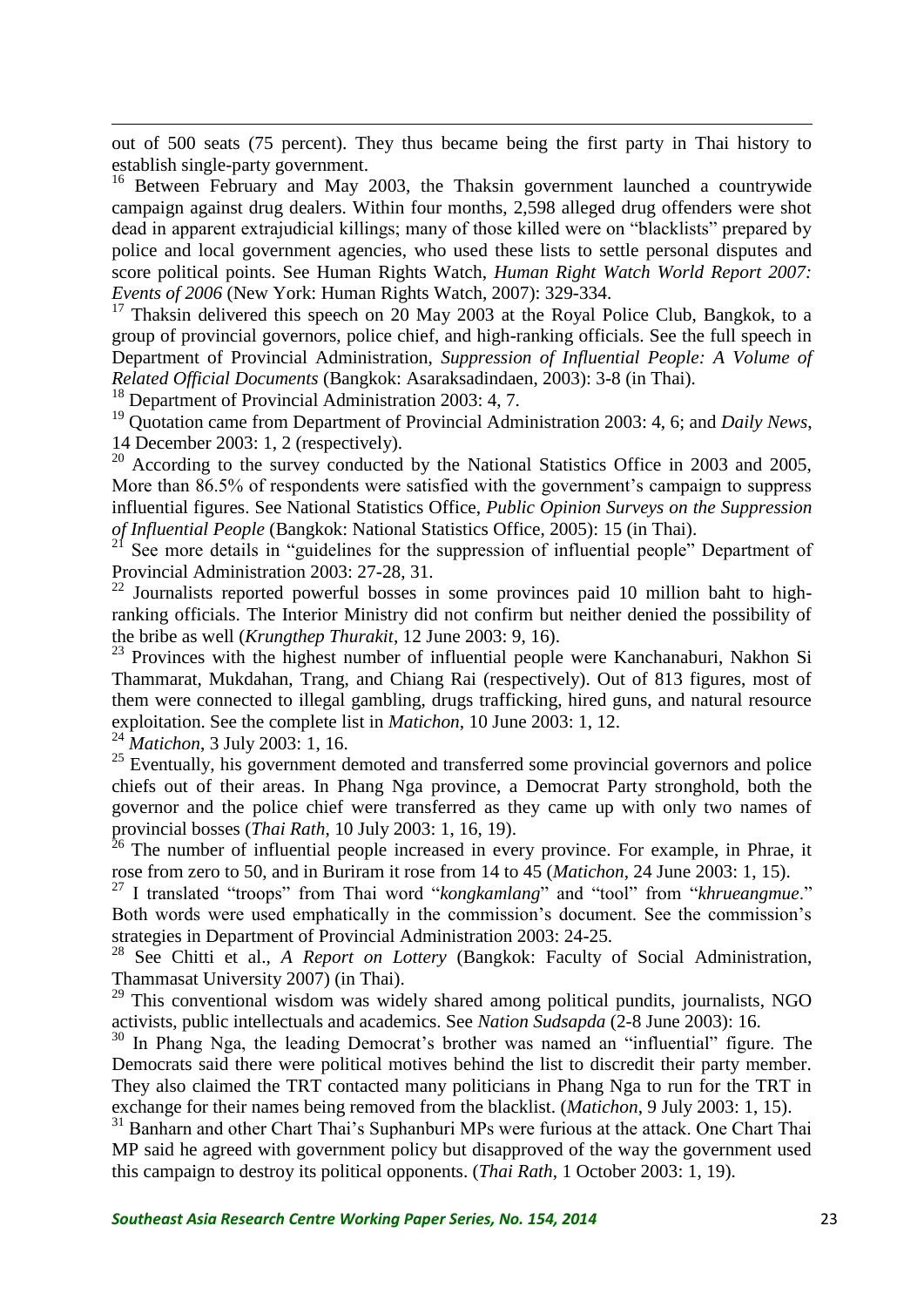out of 500 seats (75 percent). They thus became being the first party in Thai history to establish single-party government.

[16] Between February and May 2003, the Thaksin government launched a countrywide campaign against drug dealers. Within four months, 2,598 alleged drug offenders were shot dead in apparent extrajudicial killings; many of those killed were on "blacklists" prepared by police and local government agencies, who used these lists to settle personal disputes and score political points. See Human Rights Watch, *Human Right Watch World Report 2007: Events of 2006* (New York: Human Rights Watch, 2007): 329-334.

[17] Thaksin delivered this speech on 20 May 2003 at the Royal Police Club, Bangkok, to a group of provincial governors, police chief, and high-ranking officials. See the full speech in Department of Provincial Administration, *Suppression of Influential People: A Volume of Related Official Documents* (Bangkok: Asaraksadindaen, 2003): 3-8 (in Thai).

[18] Department of Provincial Administration 2003: 4, 7.

[19] Quotation came from Department of Provincial Administration 2003: 4, 6; and *Daily News*, 14 December 2003: 1, 2 (respectively).

[20] According to the survey conducted by the National Statistics Office in 2003 and 2005, More than 86.5% of respondents were satisfied with the government's campaign to suppress influential figures. See National Statistics Office, *Public Opinion Surveys on the Suppression of Influential People* (Bangkok: National Statistics Office, 2005): 15 (in Thai).

[21] See more details in "guidelines for the suppression of influential people" Department of Provincial Administration 2003: 27-28, 31.

[22] Journalists reported powerful bosses in some provinces paid 10 million baht to high-ranking officials. The Interior Ministry did not confirm but neither denied the possibility of the bribe as well (*Krungthep Thurakit*, 12 June 2003: 9, 16).

[23] Provinces with the highest number of influential people were Kanchanaburi, Nakhon Si Thammarat, Mukdahan, Trang, and Chiang Rai (respectively). Out of 813 figures, most of them were connected to illegal gambling, drugs trafficking, hired guns, and natural resource exploitation. See the complete list in *Matichon*, 10 June 2003: 1, 12.

[24] *Matichon*, 3 July 2003: 1, 16.

[25] Eventually, his government demoted and transferred some provincial governors and police chiefs out of their areas. In Phang Nga province, a Democrat Party stronghold, both the governor and the police chief were transferred as they came up with only two names of provincial bosses (*Thai Rath*, 10 July 2003: 1, 16, 19).

[26] The number of influential people increased in every province. For example, in Phrae, it rose from zero to 50, and in Buriram it rose from 14 to 45 (*Matichon*, 24 June 2003: 1, 15).

[27] I translated "troops" from Thai word "*kongkamlang*" and "tool" from "*khrueangmue*." Both words were used emphatically in the commission's document. See the commission's strategies in Department of Provincial Administration 2003: 24-25.

[28] See Chitti et al., *A Report on Lottery* (Bangkok: Faculty of Social Administration, Thammasat University 2007) (in Thai).

[29] This conventional wisdom was widely shared among political pundits, journalists, NGO activists, public intellectuals and academics. See *Nation Sudsapda* (2-8 June 2003): 16.

[30] In Phang Nga, the leading Democrat's brother was named an "influential" figure. The Democrats said there were political motives behind the list to discredit their party member. They also claimed the TRT contacted many politicians in Phang Nga to run for the TRT in exchange for their names being removed from the blacklist. (*Matichon*, 9 July 2003: 1, 15).

[31] Banharn and other Chart Thai's Suphanburi MPs were furious at the attack. One Chart Thai MP said he agreed with government policy but disapproved of the way the government used this campaign to destroy its political opponents. (*Thai Rath*, 1 October 2003: 1, 19).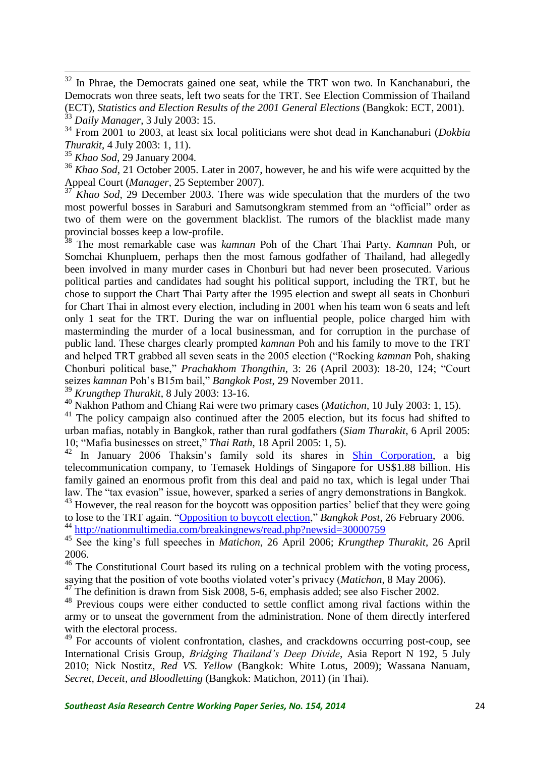[32] In Phrae, the Democrats gained one seat, while the TRT won two. In Kanchanaburi, the Democrats won three seats, left two seats for the TRT. See Election Commission of Thailand (ECT), *Statistics and Election Results of the 2001 General Elections* (Bangkok: ECT, 2001).

[33] *Daily Manager*, 3 July 2003: 15.

[34] From 2001 to 2003, at least six local politicians were shot dead in Kanchanaburi (*Dokbia Thurakit*, 4 July 2003: 1, 11).

[35] *Khao Sod*, 29 January 2004.

[36] *Khao Sod*, 21 October 2005. Later in 2007, however, he and his wife were acquitted by the Appeal Court (*Manager*, 25 September 2007).

[37] *Khao Sod*, 29 December 2003. There was wide speculation that the murders of the two most powerful bosses in Saraburi and Samutsongkram stemmed from an "official" order as two of them were on the government blacklist. The rumors of the blacklist made many provincial bosses keep a low-profile.

[38] The most remarkable case was *kamnan* Poh of the Chart Thai Party. *Kamnan* Poh, or Somchai Khunpluem, perhaps then the most famous godfather of Thailand, had allegedly been involved in many murder cases in Chonburi but had never been prosecuted. Various political parties and candidates had sought his political support, including the TRT, but he chose to support the Chart Thai Party after the 1995 election and swept all seats in Chonburi for Chart Thai in almost every election, including in 2001 when his team won 6 seats and left only 1 seat for the TRT. During the war on influential people, police charged him with masterminding the murder of a local businessman, and for corruption in the purchase of public land. These charges clearly prompted *kamnan* Poh and his family to move to the TRT and helped TRT grabbed all seven seats in the 2005 election ("Rocking *kamnan* Poh, shaking Chonburi political base," *Prachakhom Thongthin*, 3: 26 (April 2003): 18-20, 124; "Court seizes *kamnan* Poh's B15m bail," *Bangkok Post*, 29 November 2011.

[39] *Krungthep Thurakit*, 8 July 2003: 13-16.

[40] Nakhon Pathom and Chiang Rai were two primary cases (*Matichon*, 10 July 2003: 1, 15).

[41] The policy campaign also continued after the 2005 election, but its focus had shifted to urban mafias, notably in Bangkok, rather than rural godfathers (*Siam Thurakit*, 6 April 2005: 10; "Mafia businesses on street," *Thai Rath*, 18 April 2005: 1, 5).

[42] In January 2006 Thaksin's family sold its shares in Shin Corporation, a big telecommunication company, to Temasek Holdings of Singapore for US$1.88 billion. His family gained an enormous profit from this deal and paid no tax, which is legal under Thai law. The "tax evasion" issue, however, sparked a series of angry demonstrations in Bangkok.

[43] However, the real reason for the boycott was opposition parties' belief that they were going to lose to the TRT again. "Opposition to boycott election," *Bangkok Post*, 26 February 2006.

[44] http://nationmultimedia.com/breakingnews/read.php?newsid=30000759

[45] See the king's full speeches in *Matichon*, 26 April 2006; *Krungthep Thurakit*, 26 April 2006.

[46] The Constitutional Court based its ruling on a technical problem with the voting process, saying that the position of vote booths violated voter's privacy (*Matichon*, 8 May 2006).

[47] The definition is drawn from Sisk 2008, 5-6, emphasis added; see also Fischer 2002.

[48] Previous coups were either conducted to settle conflict among rival factions within the army or to unseat the government from the administration. None of them directly interfered with the electoral process.

[49] For accounts of violent confrontation, clashes, and crackdowns occurring post-coup, see International Crisis Group, *Bridging Thailand's Deep Divide*, Asia Report N 192, 5 July 2010; Nick Nostitz, *Red VS. Yellow* (Bangkok: White Lotus, 2009); Wassana Nanuam, *Secret, Deceit, and Bloodletting* (Bangkok: Matichon, 2011) (in Thai).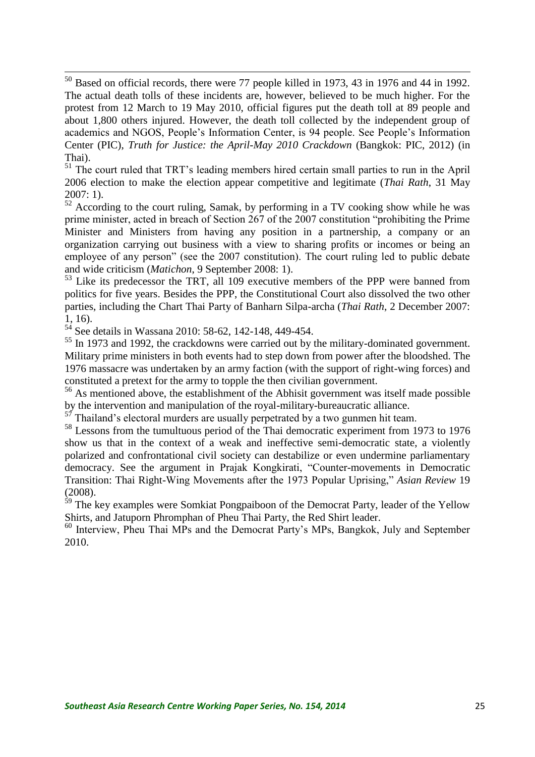[50] Based on official records, there were 77 people killed in 1973, 43 in 1976 and 44 in 1992. The actual death tolls of these incidents are, however, believed to be much higher. For the protest from 12 March to 19 May 2010, official figures put the death toll at 89 people and about 1,800 others injured. However, the death toll collected by the independent group of academics and NGOS, People's Information Center, is 94 people. See People's Information Center (PIC), *Truth for Justice: the April-May 2010 Crackdown* (Bangkok: PIC, 2012) (in Thai).

[51] The court ruled that TRT's leading members hired certain small parties to run in the April 2006 election to make the election appear competitive and legitimate (*Thai Rath*, 31 May 2007: 1).

[52] According to the court ruling, Samak, by performing in a TV cooking show while he was prime minister, acted in breach of Section 267 of the 2007 constitution "prohibiting the Prime Minister and Ministers from having any position in a partnership, a company or an organization carrying out business with a view to sharing profits or incomes or being an employee of any person" (see the 2007 constitution). The court ruling led to public debate and wide criticism (*Matichon*, 9 September 2008: 1).

[53] Like its predecessor the TRT, all 109 executive members of the PPP were banned from politics for five years. Besides the PPP, the Constitutional Court also dissolved the two other parties, including the Chart Thai Party of Banharn Silpa-archa (*Thai Rath*, 2 December 2007: 1, 16).

[54] See details in Wassana 2010: 58-62, 142-148, 449-454.

[55] In 1973 and 1992, the crackdowns were carried out by the military-dominated government. Military prime ministers in both events had to step down from power after the bloodshed. The 1976 massacre was undertaken by an army faction (with the support of right-wing forces) and constituted a pretext for the army to topple the then civilian government.

[56] As mentioned above, the establishment of the Abhisit government was itself made possible by the intervention and manipulation of the royal-military-bureaucratic alliance.

[57] Thailand's electoral murders are usually perpetrated by a two gunmen hit team.

[58] Lessons from the tumultuous period of the Thai democratic experiment from 1973 to 1976 show us that in the context of a weak and ineffective semi-democratic state, a violently polarized and confrontational civil society can destabilize or even undermine parliamentary democracy. See the argument in Prajak Kongkirati, "Counter-movements in Democratic Transition: Thai Right-Wing Movements after the 1973 Popular Uprising," *Asian Review* 19 (2008).

[59] The key examples were Somkiat Pongpaiboon of the Democrat Party, leader of the Yellow Shirts, and Jatuporn Phromphan of Pheu Thai Party, the Red Shirt leader.

[60] Interview, Pheu Thai MPs and the Democrat Party's MPs, Bangkok, July and September 2010.